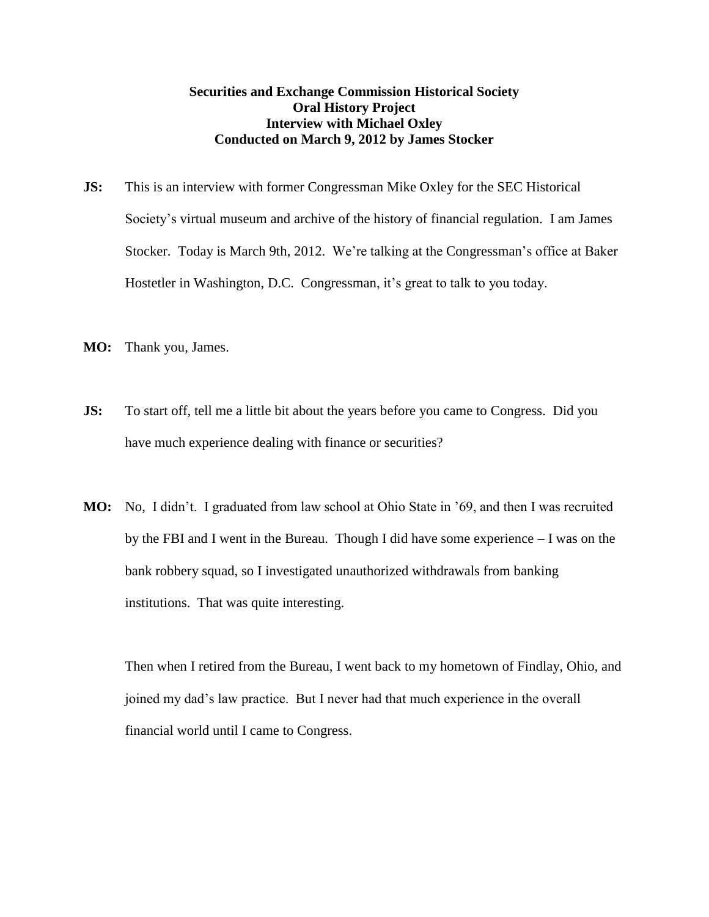**Securities and Exchange Commission Historical Society**
**Oral History Project**
**Interview with Michael Oxley**
**Conducted on March 9, 2012 by James Stocker**

**JS:** This is an interview with former Congressman Mike Oxley for the SEC Historical Society's virtual museum and archive of the history of financial regulation. I am James Stocker. Today is March 9th, 2012. We're talking at the Congressman's office at Baker Hostetler in Washington, D.C. Congressman, it's great to talk to you today.

**MO:** Thank you, James.

**JS:** To start off, tell me a little bit about the years before you came to Congress. Did you have much experience dealing with finance or securities?

**MO:** No, I didn't. I graduated from law school at Ohio State in '69, and then I was recruited by the FBI and I went in the Bureau. Though I did have some experience – I was on the bank robbery squad, so I investigated unauthorized withdrawals from banking institutions. That was quite interesting.

Then when I retired from the Bureau, I went back to my hometown of Findlay, Ohio, and joined my dad's law practice. But I never had that much experience in the overall financial world until I came to Congress.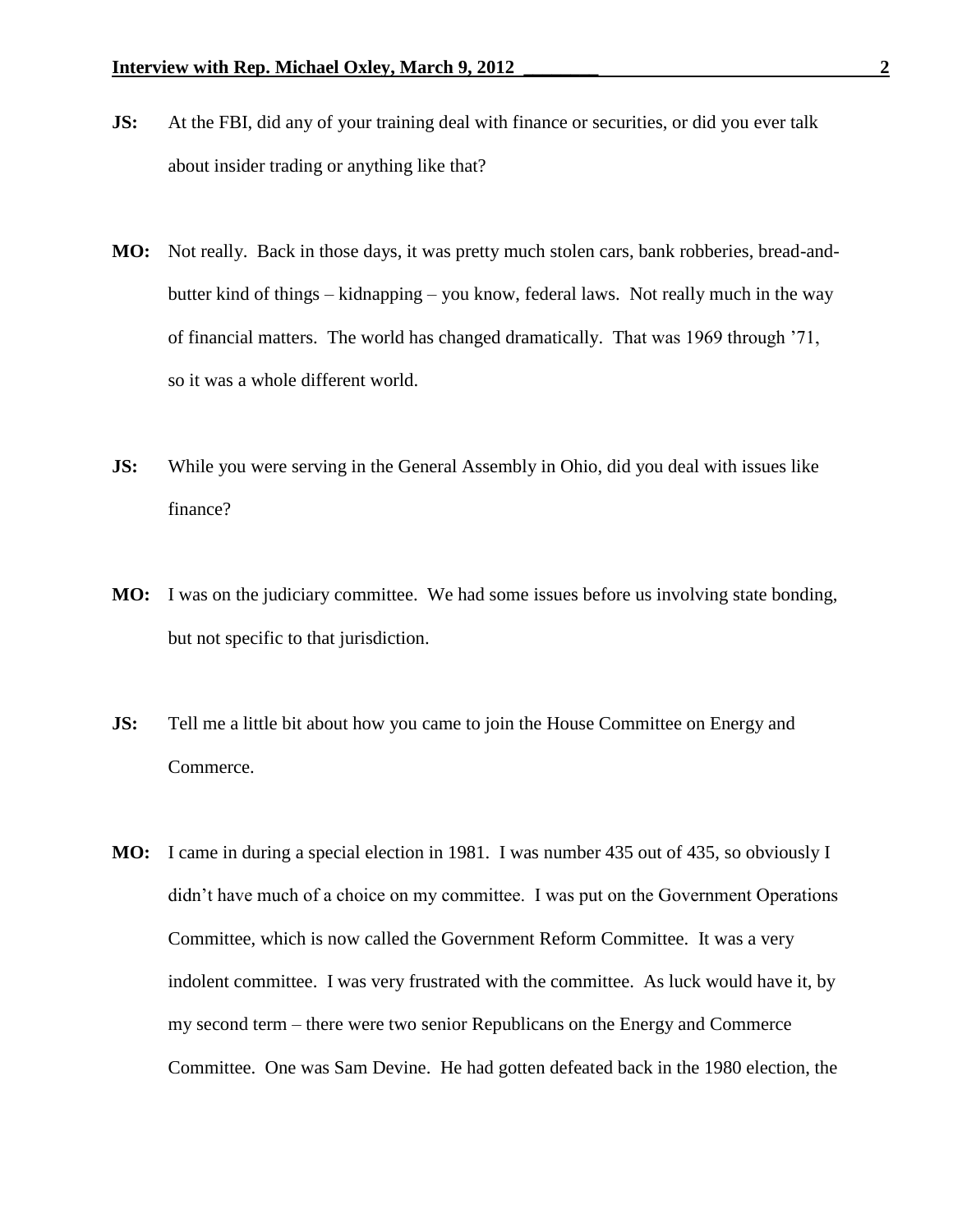**JS:** At the FBI, did any of your training deal with finance or securities, or did you ever talk about insider trading or anything like that?

**MO:** Not really. Back in those days, it was pretty much stolen cars, bank robberies, bread-and-butter kind of things – kidnapping – you know, federal laws. Not really much in the way of financial matters. The world has changed dramatically. That was 1969 through '71, so it was a whole different world.

**JS:** While you were serving in the General Assembly in Ohio, did you deal with issues like finance?

**MO:** I was on the judiciary committee. We had some issues before us involving state bonding, but not specific to that jurisdiction.

**JS:** Tell me a little bit about how you came to join the House Committee on Energy and Commerce.

**MO:** I came in during a special election in 1981. I was number 435 out of 435, so obviously I didn't have much of a choice on my committee. I was put on the Government Operations Committee, which is now called the Government Reform Committee. It was a very indolent committee. I was very frustrated with the committee. As luck would have it, by my second term – there were two senior Republicans on the Energy and Commerce Committee. One was Sam Devine. He had gotten defeated back in the 1980 election, the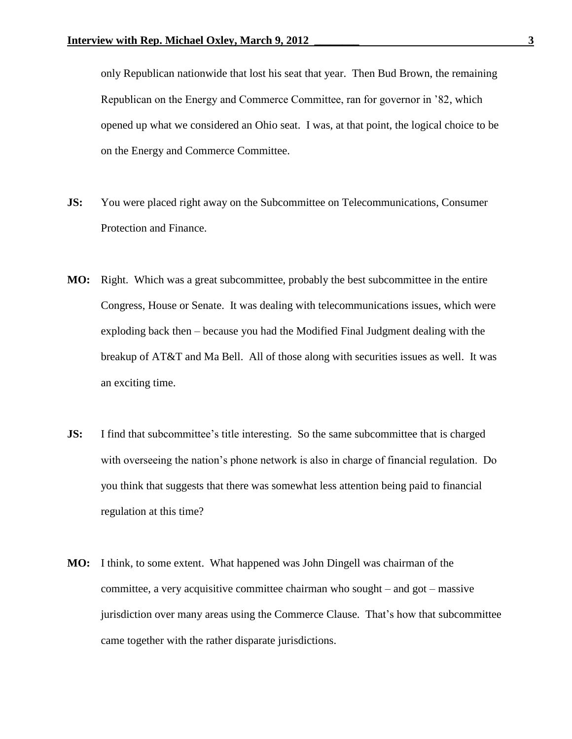only Republican nationwide that lost his seat that year. Then Bud Brown, the remaining Republican on the Energy and Commerce Committee, ran for governor in '82, which opened up what we considered an Ohio seat. I was, at that point, the logical choice to be on the Energy and Commerce Committee.

**JS:** You were placed right away on the Subcommittee on Telecommunications, Consumer Protection and Finance.

**MO:** Right. Which was a great subcommittee, probably the best subcommittee in the entire Congress, House or Senate. It was dealing with telecommunications issues, which were exploding back then – because you had the Modified Final Judgment dealing with the breakup of AT&T and Ma Bell. All of those along with securities issues as well. It was an exciting time.

**JS:** I find that subcommittee's title interesting. So the same subcommittee that is charged with overseeing the nation's phone network is also in charge of financial regulation. Do you think that suggests that there was somewhat less attention being paid to financial regulation at this time?

**MO:** I think, to some extent. What happened was John Dingell was chairman of the committee, a very acquisitive committee chairman who sought – and got – massive jurisdiction over many areas using the Commerce Clause. That's how that subcommittee came together with the rather disparate jurisdictions.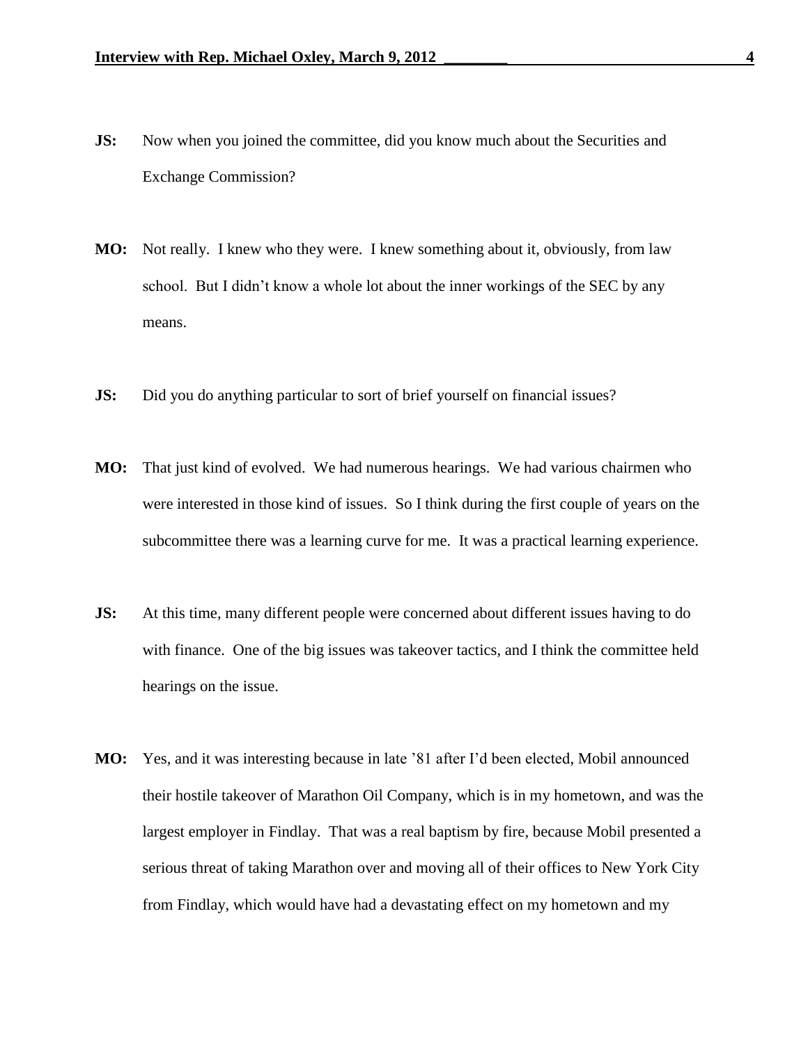**JS:** Now when you joined the committee, did you know much about the Securities and Exchange Commission?

**MO:** Not really. I knew who they were. I knew something about it, obviously, from law school. But I didn't know a whole lot about the inner workings of the SEC by any means.

**JS:** Did you do anything particular to sort of brief yourself on financial issues?

**MO:** That just kind of evolved. We had numerous hearings. We had various chairmen who were interested in those kind of issues. So I think during the first couple of years on the subcommittee there was a learning curve for me. It was a practical learning experience.

**JS:** At this time, many different people were concerned about different issues having to do with finance. One of the big issues was takeover tactics, and I think the committee held hearings on the issue.

**MO:** Yes, and it was interesting because in late '81 after I'd been elected, Mobil announced their hostile takeover of Marathon Oil Company, which is in my hometown, and was the largest employer in Findlay. That was a real baptism by fire, because Mobil presented a serious threat of taking Marathon over and moving all of their offices to New York City from Findlay, which would have had a devastating effect on my hometown and my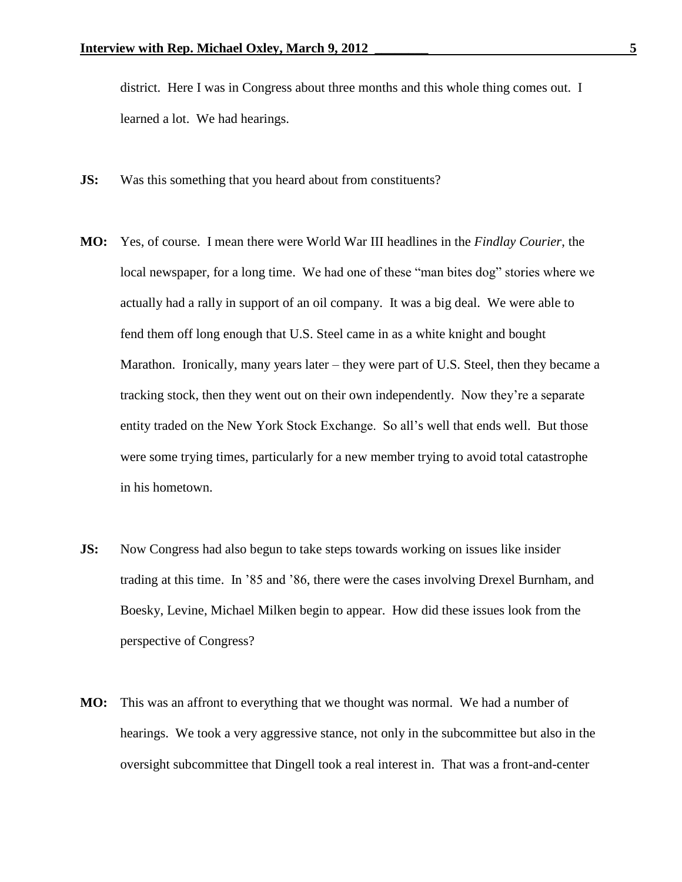district. Here I was in Congress about three months and this whole thing comes out. I learned a lot. We had hearings.

**JS:** Was this something that you heard about from constituents?

**MO:** Yes, of course. I mean there were World War III headlines in the *Findlay Courier*, the local newspaper, for a long time. We had one of these "man bites dog" stories where we actually had a rally in support of an oil company. It was a big deal. We were able to fend them off long enough that U.S. Steel came in as a white knight and bought Marathon. Ironically, many years later – they were part of U.S. Steel, then they became a tracking stock, then they went out on their own independently. Now they're a separate entity traded on the New York Stock Exchange. So all's well that ends well. But those were some trying times, particularly for a new member trying to avoid total catastrophe in his hometown.

**JS:** Now Congress had also begun to take steps towards working on issues like insider trading at this time. In '85 and '86, there were the cases involving Drexel Burnham, and Boesky, Levine, Michael Milken begin to appear. How did these issues look from the perspective of Congress?

**MO:** This was an affront to everything that we thought was normal. We had a number of hearings. We took a very aggressive stance, not only in the subcommittee but also in the oversight subcommittee that Dingell took a real interest in. That was a front-and-center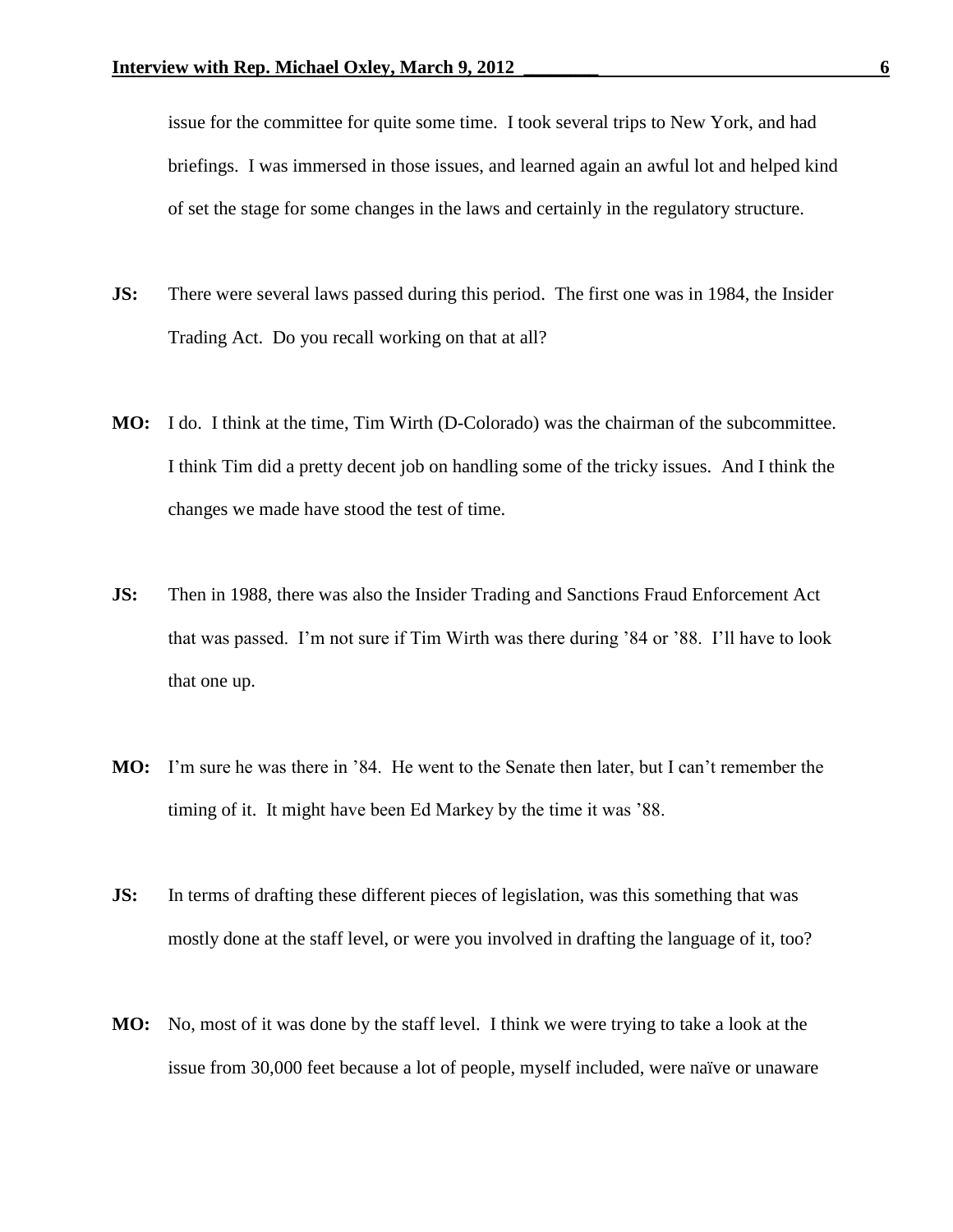issue for the committee for quite some time. I took several trips to New York, and had briefings. I was immersed in those issues, and learned again an awful lot and helped kind of set the stage for some changes in the laws and certainly in the regulatory structure.

**JS:** There were several laws passed during this period. The first one was in 1984, the Insider Trading Act. Do you recall working on that at all?

**MO:** I do. I think at the time, Tim Wirth (D-Colorado) was the chairman of the subcommittee. I think Tim did a pretty decent job on handling some of the tricky issues. And I think the changes we made have stood the test of time.

**JS:** Then in 1988, there was also the Insider Trading and Sanctions Fraud Enforcement Act that was passed. I'm not sure if Tim Wirth was there during '84 or '88. I'll have to look that one up.

**MO:** I'm sure he was there in '84. He went to the Senate then later, but I can't remember the timing of it. It might have been Ed Markey by the time it was '88.

**JS:** In terms of drafting these different pieces of legislation, was this something that was mostly done at the staff level, or were you involved in drafting the language of it, too?

**MO:** No, most of it was done by the staff level. I think we were trying to take a look at the issue from 30,000 feet because a lot of people, myself included, were naïve or unaware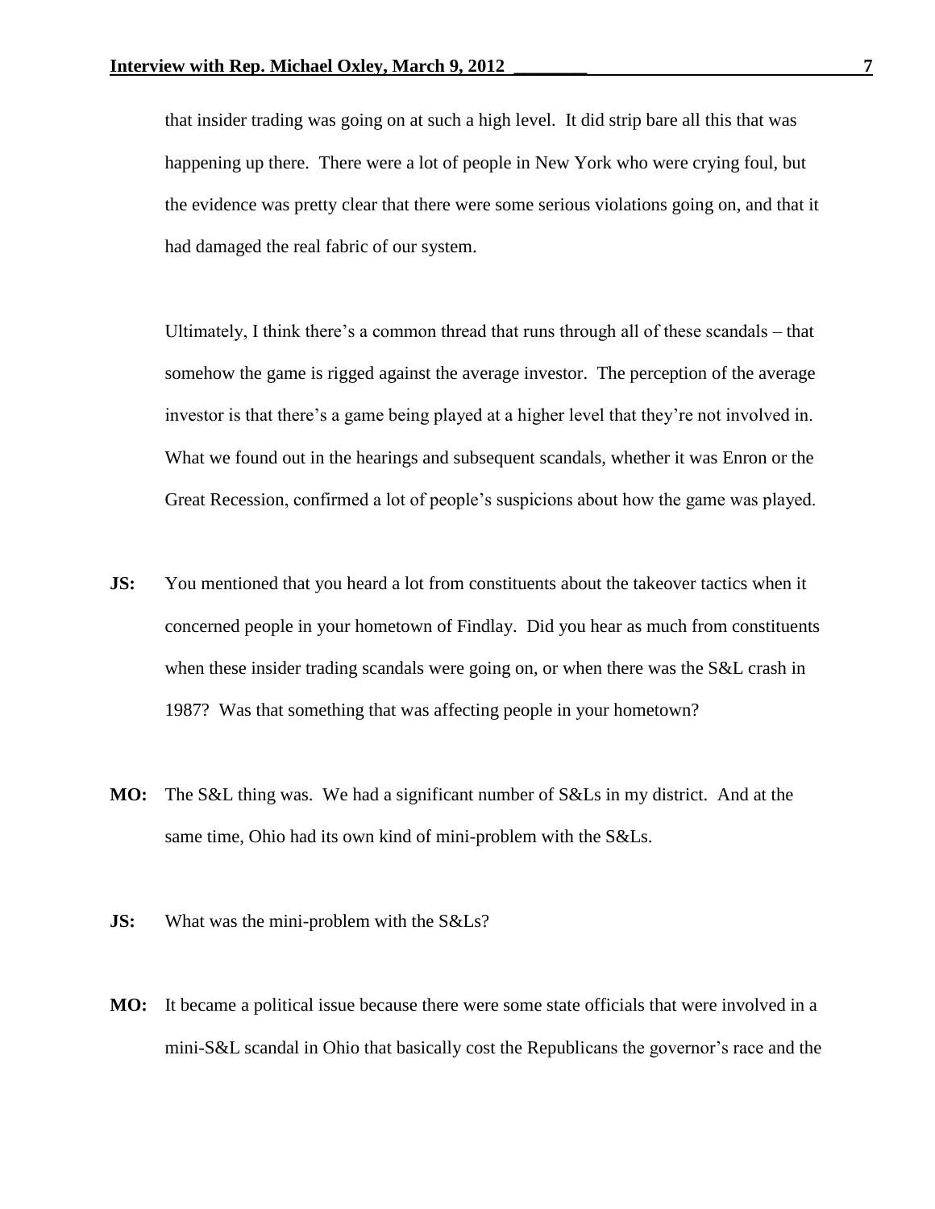that insider trading was going on at such a high level. It did strip bare all this that was happening up there. There were a lot of people in New York who were crying foul, but the evidence was pretty clear that there were some serious violations going on, and that it had damaged the real fabric of our system.

Ultimately, I think there's a common thread that runs through all of these scandals – that somehow the game is rigged against the average investor. The perception of the average investor is that there's a game being played at a higher level that they're not involved in. What we found out in the hearings and subsequent scandals, whether it was Enron or the Great Recession, confirmed a lot of people's suspicions about how the game was played.

**JS:** You mentioned that you heard a lot from constituents about the takeover tactics when it concerned people in your hometown of Findlay. Did you hear as much from constituents when these insider trading scandals were going on, or when there was the S&L crash in 1987? Was that something that was affecting people in your hometown?

**MO:** The S&L thing was. We had a significant number of S&Ls in my district. And at the same time, Ohio had its own kind of mini-problem with the S&Ls.

**JS:** What was the mini-problem with the S&Ls?

**MO:** It became a political issue because there were some state officials that were involved in a mini-S&L scandal in Ohio that basically cost the Republicans the governor's race and the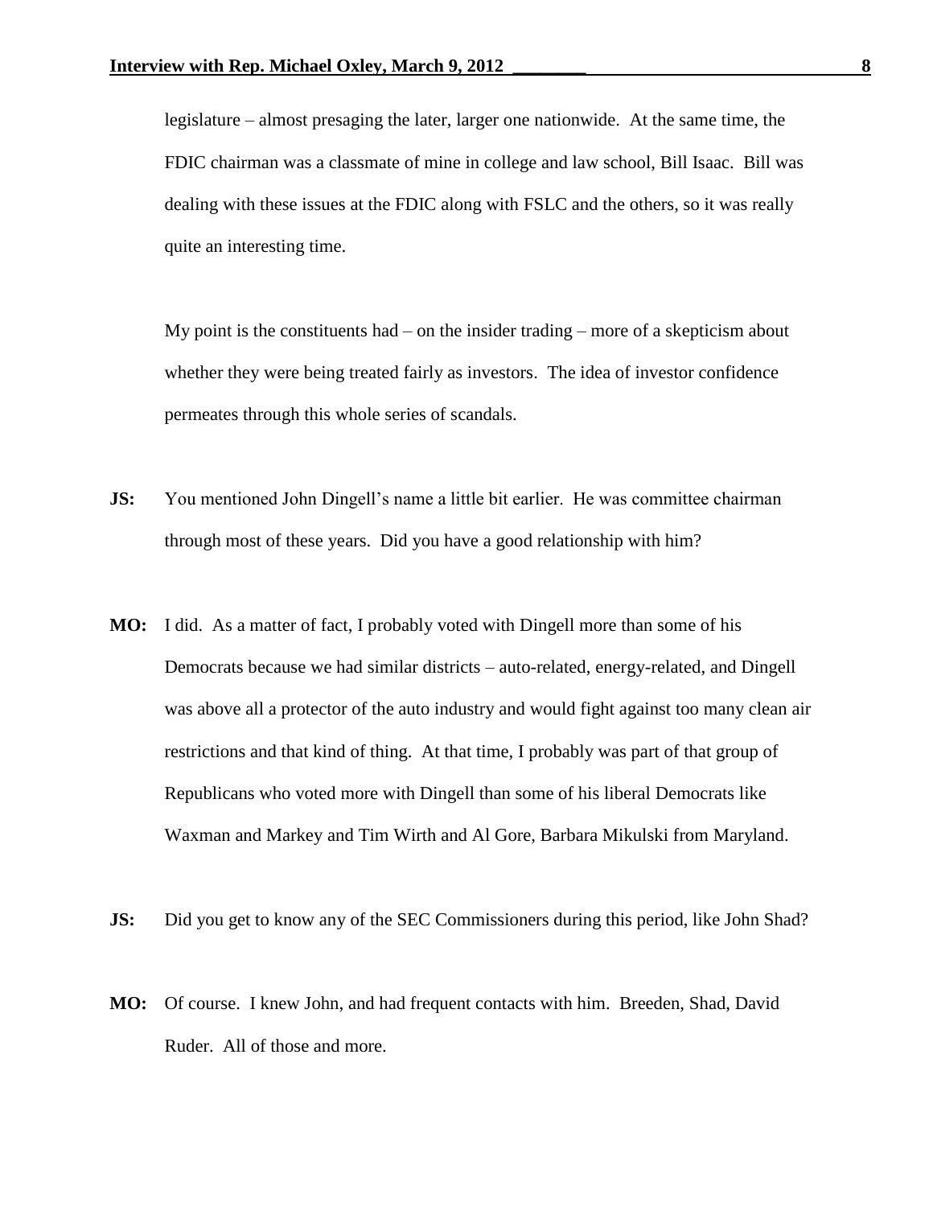legislature – almost presaging the later, larger one nationwide. At the same time, the FDIC chairman was a classmate of mine in college and law school, Bill Isaac. Bill was dealing with these issues at the FDIC along with FSLC and the others, so it was really quite an interesting time.

My point is the constituents had – on the insider trading – more of a skepticism about whether they were being treated fairly as investors. The idea of investor confidence permeates through this whole series of scandals.

**JS:** You mentioned John Dingell's name a little bit earlier. He was committee chairman through most of these years. Did you have a good relationship with him?

**MO:** I did. As a matter of fact, I probably voted with Dingell more than some of his Democrats because we had similar districts – auto-related, energy-related, and Dingell was above all a protector of the auto industry and would fight against too many clean air restrictions and that kind of thing. At that time, I probably was part of that group of Republicans who voted more with Dingell than some of his liberal Democrats like Waxman and Markey and Tim Wirth and Al Gore, Barbara Mikulski from Maryland.

**JS:** Did you get to know any of the SEC Commissioners during this period, like John Shad?

**MO:** Of course. I knew John, and had frequent contacts with him. Breeden, Shad, David Ruder. All of those and more.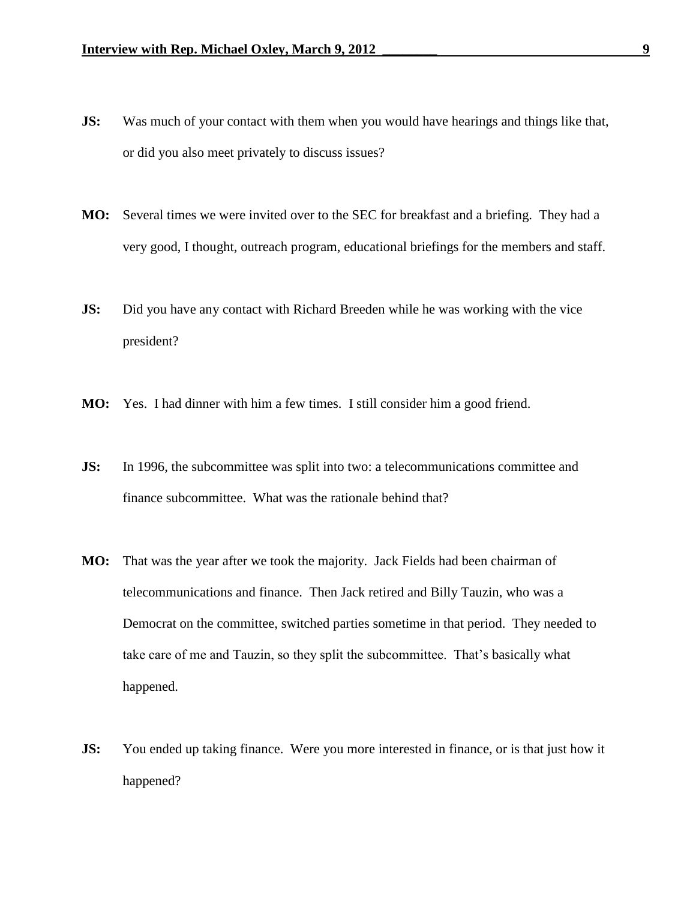**JS:** Was much of your contact with them when you would have hearings and things like that, or did you also meet privately to discuss issues?

**MO:** Several times we were invited over to the SEC for breakfast and a briefing. They had a very good, I thought, outreach program, educational briefings for the members and staff.

**JS:** Did you have any contact with Richard Breeden while he was working with the vice president?

**MO:** Yes. I had dinner with him a few times. I still consider him a good friend.

**JS:** In 1996, the subcommittee was split into two: a telecommunications committee and finance subcommittee. What was the rationale behind that?

**MO:** That was the year after we took the majority. Jack Fields had been chairman of telecommunications and finance. Then Jack retired and Billy Tauzin, who was a Democrat on the committee, switched parties sometime in that period. They needed to take care of me and Tauzin, so they split the subcommittee. That's basically what happened.

**JS:** You ended up taking finance. Were you more interested in finance, or is that just how it happened?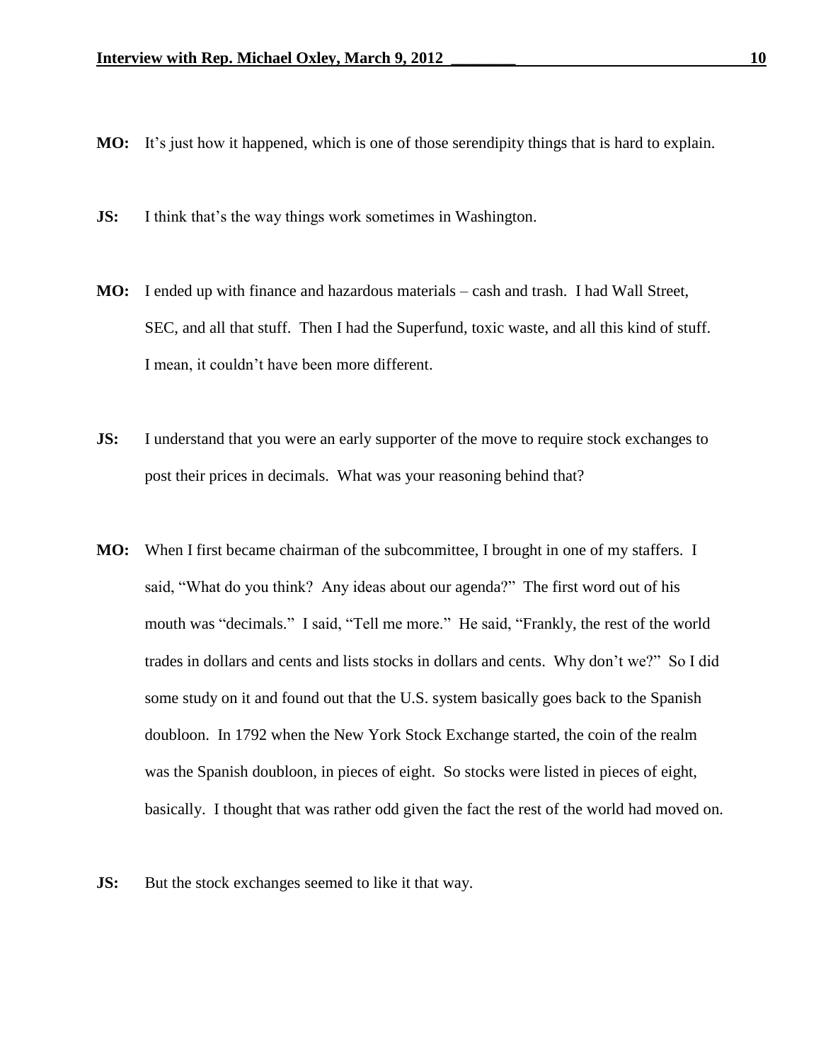**MO:** It's just how it happened, which is one of those serendipity things that is hard to explain.

**JS:** I think that's the way things work sometimes in Washington.

**MO:** I ended up with finance and hazardous materials – cash and trash. I had Wall Street, SEC, and all that stuff. Then I had the Superfund, toxic waste, and all this kind of stuff. I mean, it couldn't have been more different.

**JS:** I understand that you were an early supporter of the move to require stock exchanges to post their prices in decimals. What was your reasoning behind that?

**MO:** When I first became chairman of the subcommittee, I brought in one of my staffers. I said, "What do you think? Any ideas about our agenda?" The first word out of his mouth was "decimals." I said, "Tell me more." He said, "Frankly, the rest of the world trades in dollars and cents and lists stocks in dollars and cents. Why don't we?" So I did some study on it and found out that the U.S. system basically goes back to the Spanish doubloon. In 1792 when the New York Stock Exchange started, the coin of the realm was the Spanish doubloon, in pieces of eight. So stocks were listed in pieces of eight, basically. I thought that was rather odd given the fact the rest of the world had moved on.

**JS:** But the stock exchanges seemed to like it that way.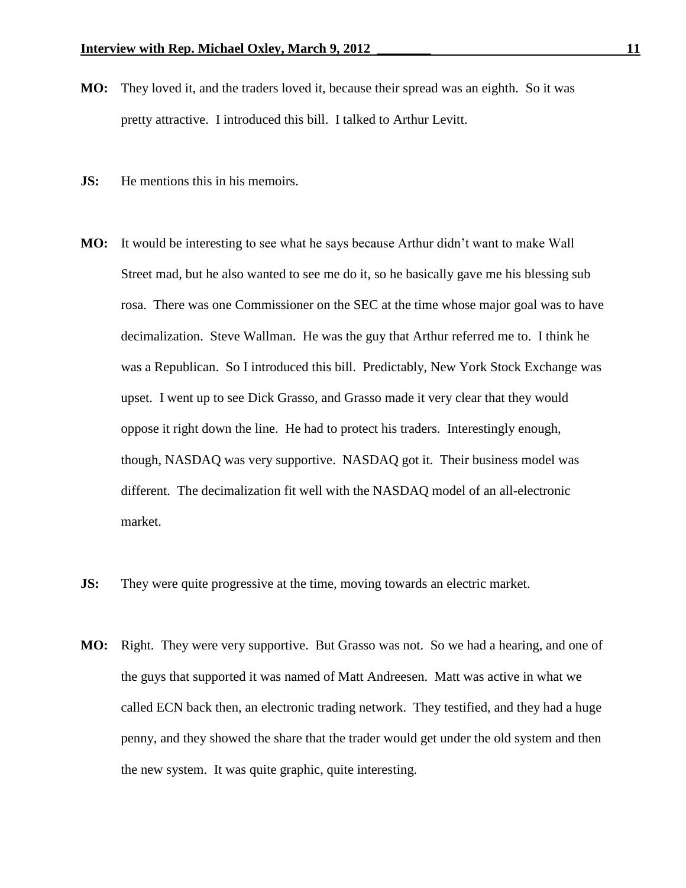**MO:** They loved it, and the traders loved it, because their spread was an eighth. So it was pretty attractive. I introduced this bill. I talked to Arthur Levitt.

**JS:** He mentions this in his memoirs.

**MO:** It would be interesting to see what he says because Arthur didn't want to make Wall Street mad, but he also wanted to see me do it, so he basically gave me his blessing sub rosa. There was one Commissioner on the SEC at the time whose major goal was to have decimalization. Steve Wallman. He was the guy that Arthur referred me to. I think he was a Republican. So I introduced this bill. Predictably, New York Stock Exchange was upset. I went up to see Dick Grasso, and Grasso made it very clear that they would oppose it right down the line. He had to protect his traders. Interestingly enough, though, NASDAQ was very supportive. NASDAQ got it. Their business model was different. The decimalization fit well with the NASDAQ model of an all-electronic market.

**JS:** They were quite progressive at the time, moving towards an electric market.

**MO:** Right. They were very supportive. But Grasso was not. So we had a hearing, and one of the guys that supported it was named of Matt Andreesen. Matt was active in what we called ECN back then, an electronic trading network. They testified, and they had a huge penny, and they showed the share that the trader would get under the old system and then the new system. It was quite graphic, quite interesting.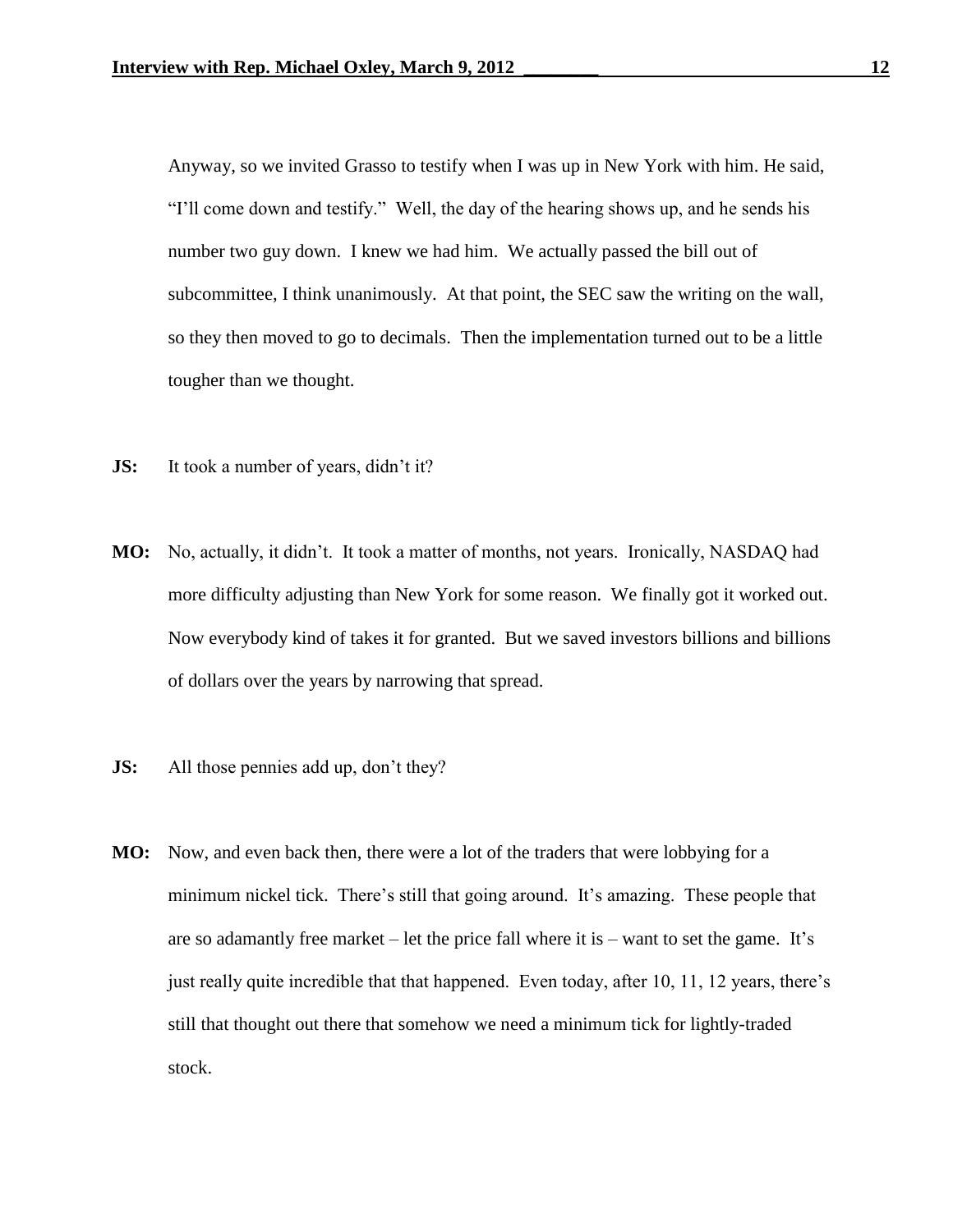Anyway, so we invited Grasso to testify when I was up in New York with him. He said, "I'll come down and testify." Well, the day of the hearing shows up, and he sends his number two guy down. I knew we had him. We actually passed the bill out of subcommittee, I think unanimously. At that point, the SEC saw the writing on the wall, so they then moved to go to decimals. Then the implementation turned out to be a little tougher than we thought.

**JS:** It took a number of years, didn't it?

**MO:** No, actually, it didn't. It took a matter of months, not years. Ironically, NASDAQ had more difficulty adjusting than New York for some reason. We finally got it worked out. Now everybody kind of takes it for granted. But we saved investors billions and billions of dollars over the years by narrowing that spread.

**JS:** All those pennies add up, don't they?

**MO:** Now, and even back then, there were a lot of the traders that were lobbying for a minimum nickel tick. There's still that going around. It's amazing. These people that are so adamantly free market – let the price fall where it is – want to set the game. It's just really quite incredible that that happened. Even today, after 10, 11, 12 years, there's still that thought out there that somehow we need a minimum tick for lightly-traded stock.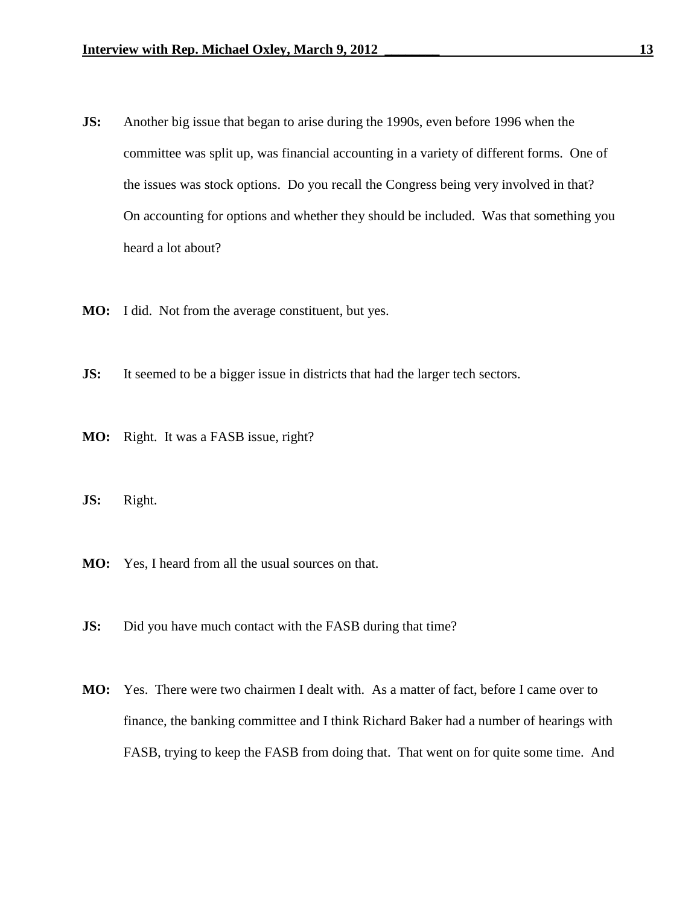**JS:** Another big issue that began to arise during the 1990s, even before 1996 when the committee was split up, was financial accounting in a variety of different forms. One of the issues was stock options. Do you recall the Congress being very involved in that? On accounting for options and whether they should be included. Was that something you heard a lot about?

**MO:** I did. Not from the average constituent, but yes.

**JS:** It seemed to be a bigger issue in districts that had the larger tech sectors.

**MO:** Right. It was a FASB issue, right?

**JS:** Right.

**MO:** Yes, I heard from all the usual sources on that.

**JS:** Did you have much contact with the FASB during that time?

**MO:** Yes. There were two chairmen I dealt with. As a matter of fact, before I came over to finance, the banking committee and I think Richard Baker had a number of hearings with FASB, trying to keep the FASB from doing that. That went on for quite some time. And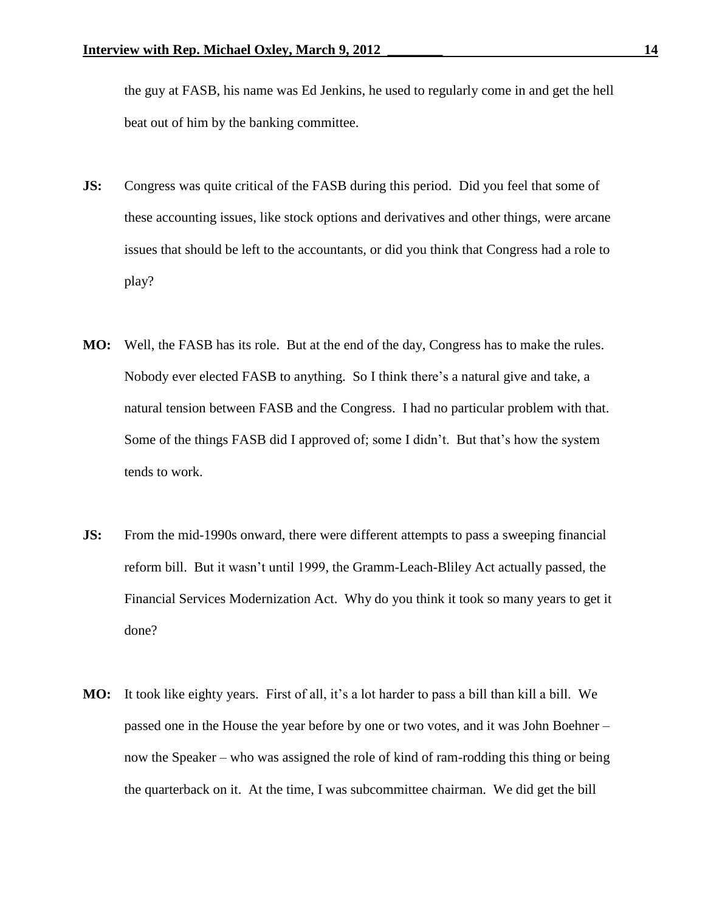the guy at FASB, his name was Ed Jenkins, he used to regularly come in and get the hell beat out of him by the banking committee.

**JS:** Congress was quite critical of the FASB during this period. Did you feel that some of these accounting issues, like stock options and derivatives and other things, were arcane issues that should be left to the accountants, or did you think that Congress had a role to play?

**MO:** Well, the FASB has its role. But at the end of the day, Congress has to make the rules. Nobody ever elected FASB to anything. So I think there's a natural give and take, a natural tension between FASB and the Congress. I had no particular problem with that. Some of the things FASB did I approved of; some I didn't. But that's how the system tends to work.

**JS:** From the mid-1990s onward, there were different attempts to pass a sweeping financial reform bill. But it wasn't until 1999, the Gramm-Leach-Bliley Act actually passed, the Financial Services Modernization Act. Why do you think it took so many years to get it done?

**MO:** It took like eighty years. First of all, it's a lot harder to pass a bill than kill a bill. We passed one in the House the year before by one or two votes, and it was John Boehner – now the Speaker – who was assigned the role of kind of ram-rodding this thing or being the quarterback on it. At the time, I was subcommittee chairman. We did get the bill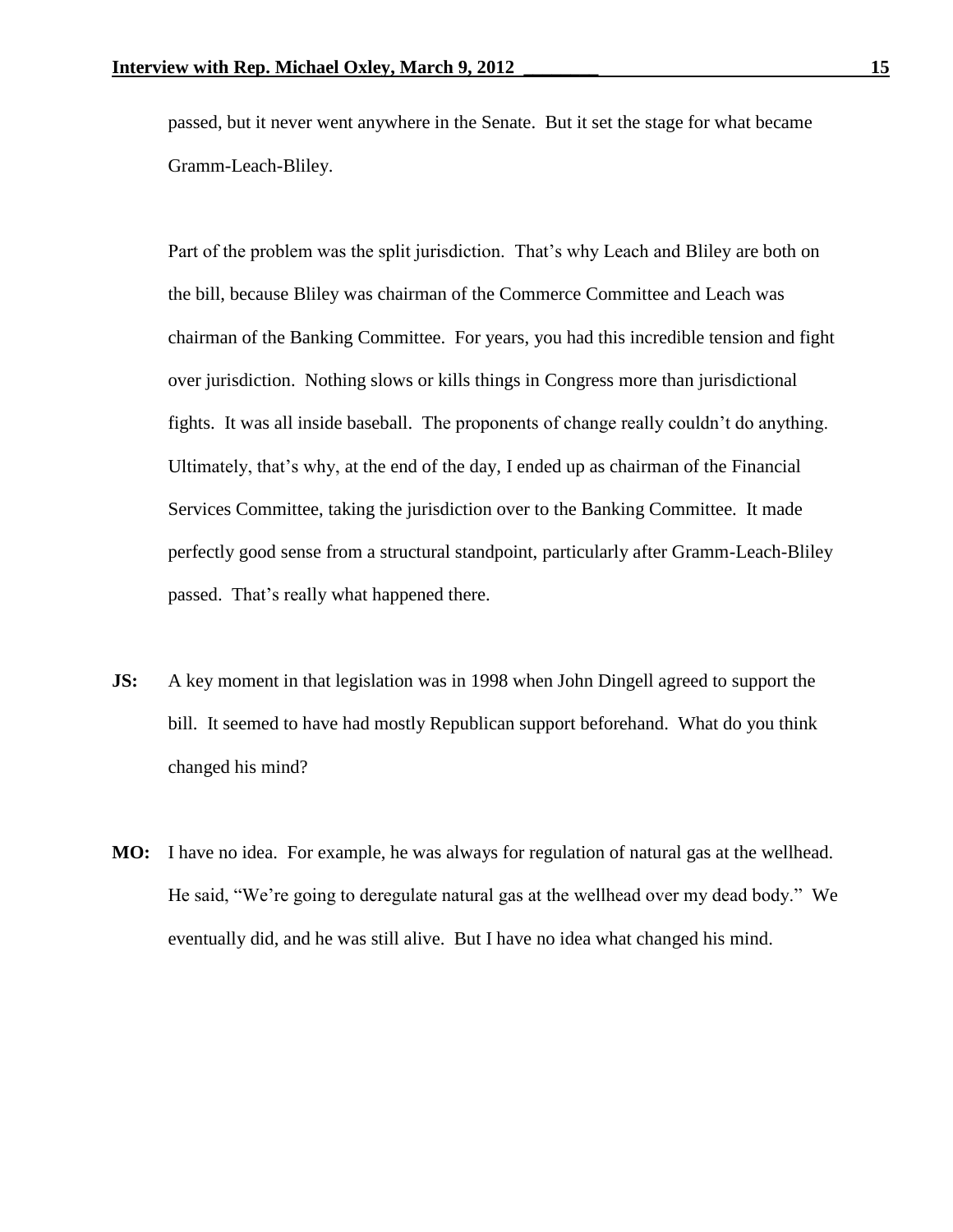passed, but it never went anywhere in the Senate. But it set the stage for what became Gramm-Leach-Bliley.

Part of the problem was the split jurisdiction. That's why Leach and Bliley are both on the bill, because Bliley was chairman of the Commerce Committee and Leach was chairman of the Banking Committee. For years, you had this incredible tension and fight over jurisdiction. Nothing slows or kills things in Congress more than jurisdictional fights. It was all inside baseball. The proponents of change really couldn't do anything. Ultimately, that's why, at the end of the day, I ended up as chairman of the Financial Services Committee, taking the jurisdiction over to the Banking Committee. It made perfectly good sense from a structural standpoint, particularly after Gramm-Leach-Bliley passed. That's really what happened there.

**JS:** A key moment in that legislation was in 1998 when John Dingell agreed to support the bill. It seemed to have had mostly Republican support beforehand. What do you think changed his mind?

**MO:** I have no idea. For example, he was always for regulation of natural gas at the wellhead. He said, "We're going to deregulate natural gas at the wellhead over my dead body." We eventually did, and he was still alive. But I have no idea what changed his mind.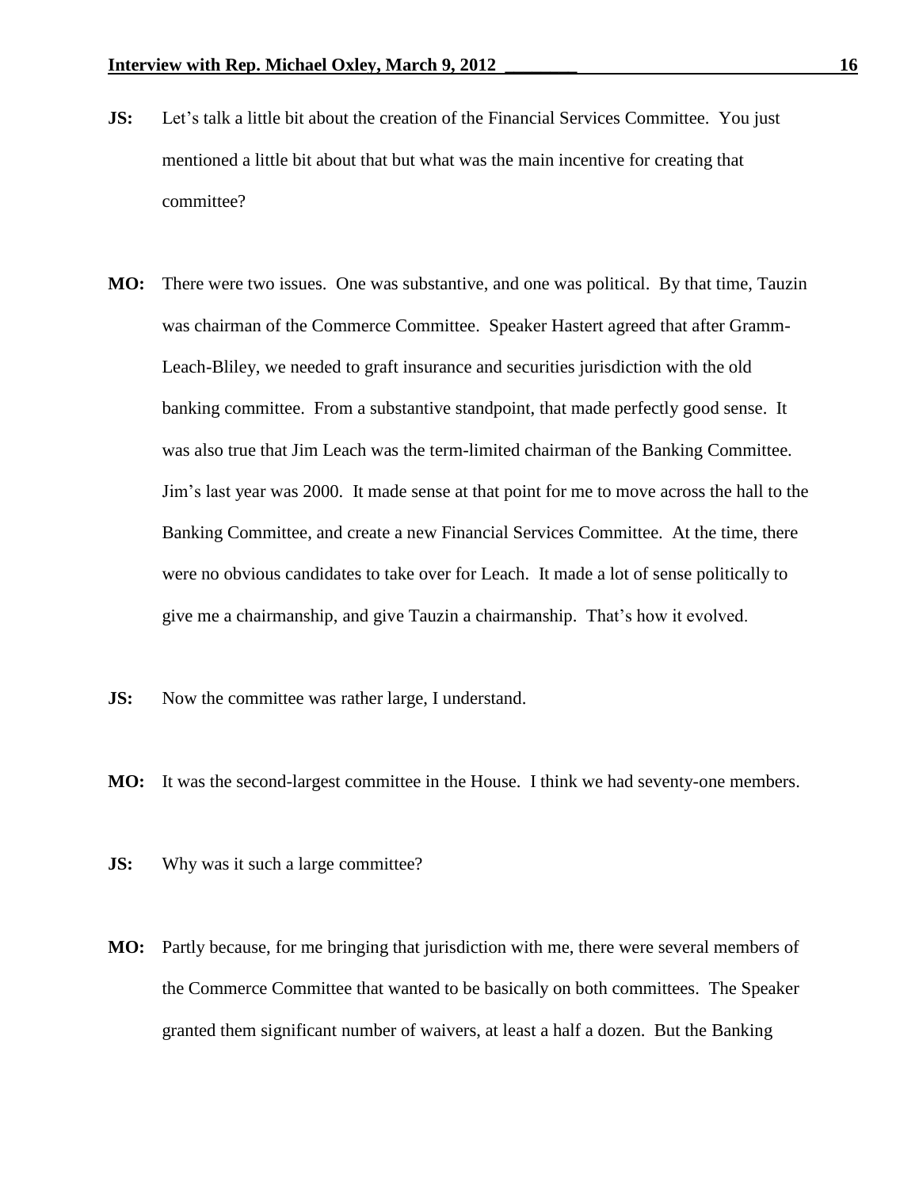**JS:** Let's talk a little bit about the creation of the Financial Services Committee. You just mentioned a little bit about that but what was the main incentive for creating that committee?

**MO:** There were two issues. One was substantive, and one was political. By that time, Tauzin was chairman of the Commerce Committee. Speaker Hastert agreed that after Gramm-Leach-Bliley, we needed to graft insurance and securities jurisdiction with the old banking committee. From a substantive standpoint, that made perfectly good sense. It was also true that Jim Leach was the term-limited chairman of the Banking Committee. Jim's last year was 2000. It made sense at that point for me to move across the hall to the Banking Committee, and create a new Financial Services Committee. At the time, there were no obvious candidates to take over for Leach. It made a lot of sense politically to give me a chairmanship, and give Tauzin a chairmanship. That's how it evolved.

**JS:** Now the committee was rather large, I understand.

**MO:** It was the second-largest committee in the House. I think we had seventy-one members.

**JS:** Why was it such a large committee?

**MO:** Partly because, for me bringing that jurisdiction with me, there were several members of the Commerce Committee that wanted to be basically on both committees. The Speaker granted them significant number of waivers, at least a half a dozen. But the Banking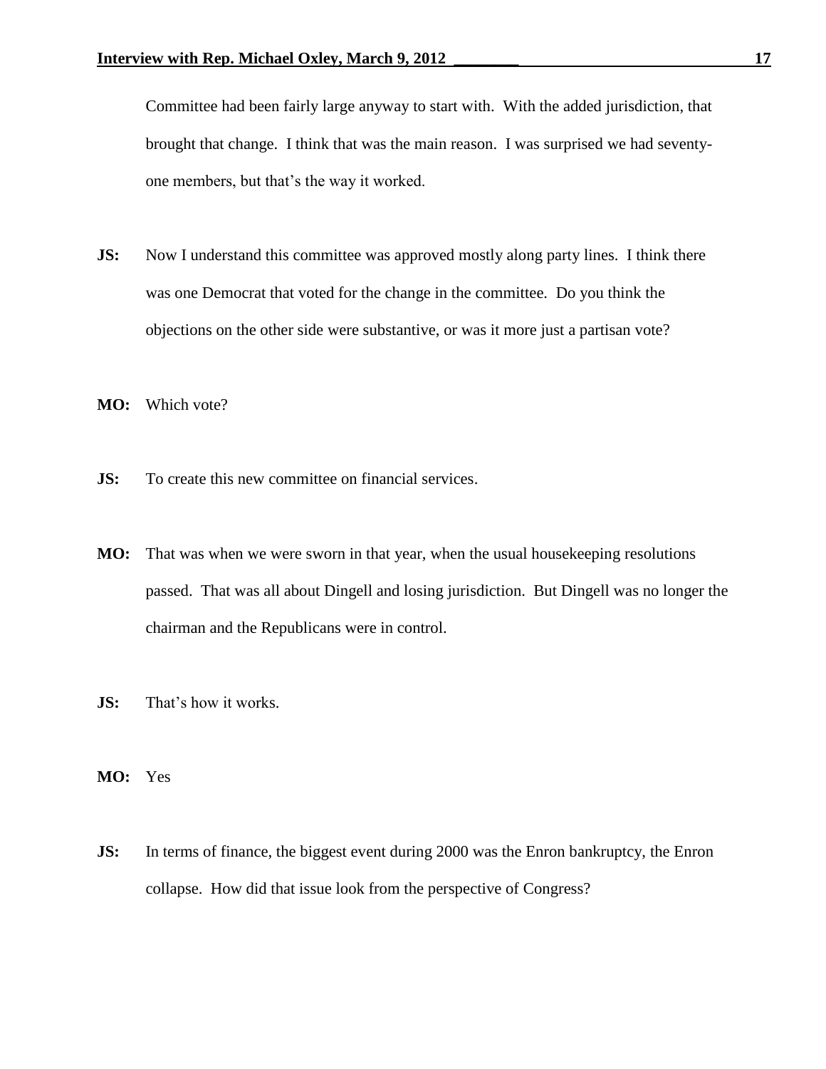Committee had been fairly large anyway to start with. With the added jurisdiction, that brought that change. I think that was the main reason. I was surprised we had seventy-one members, but that's the way it worked.

**JS:** Now I understand this committee was approved mostly along party lines. I think there was one Democrat that voted for the change in the committee. Do you think the objections on the other side were substantive, or was it more just a partisan vote?

**MO:** Which vote?

**JS:** To create this new committee on financial services.

**MO:** That was when we were sworn in that year, when the usual housekeeping resolutions passed. That was all about Dingell and losing jurisdiction. But Dingell was no longer the chairman and the Republicans were in control.

**JS:** That's how it works.

**MO:** Yes

**JS:** In terms of finance, the biggest event during 2000 was the Enron bankruptcy, the Enron collapse. How did that issue look from the perspective of Congress?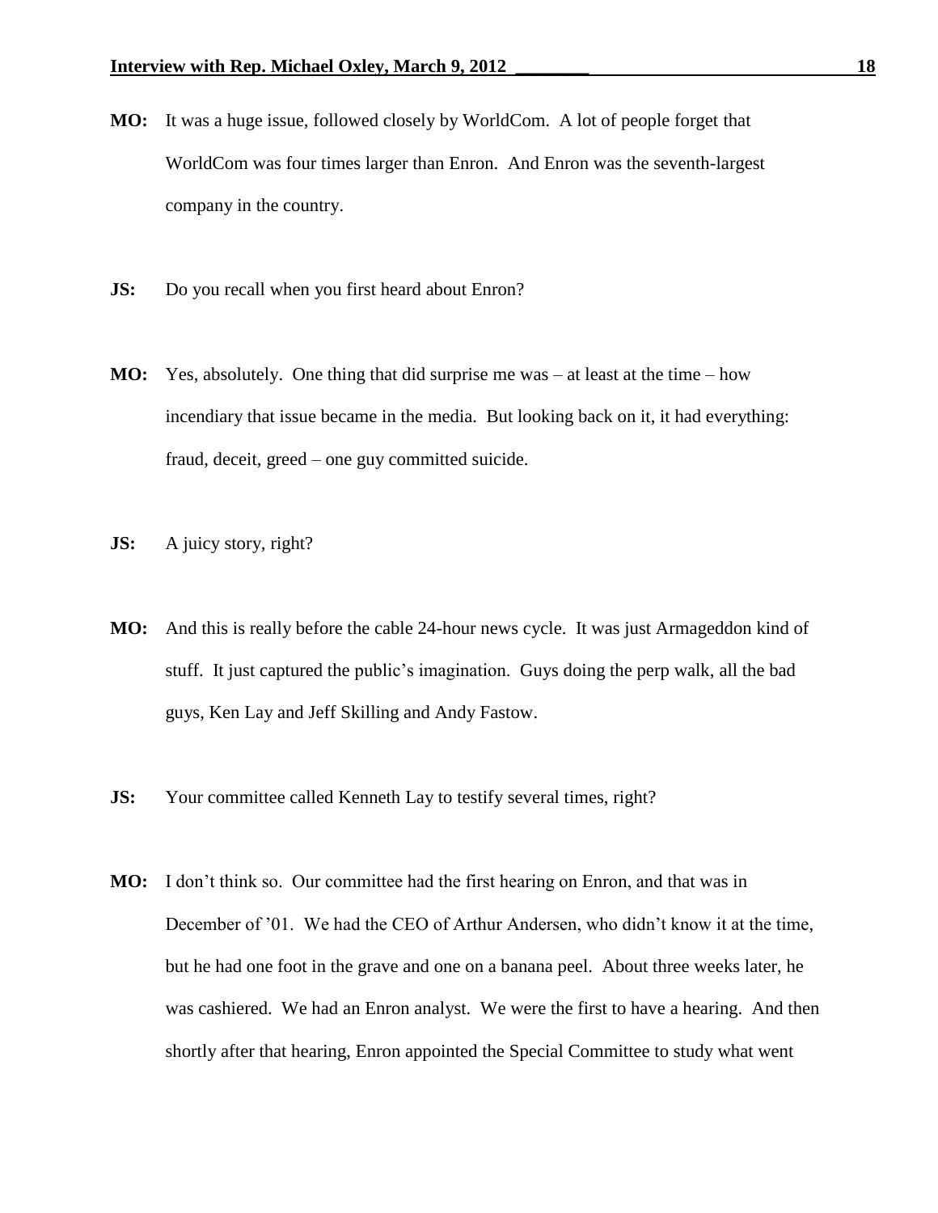**MO:** It was a huge issue, followed closely by WorldCom. A lot of people forget that WorldCom was four times larger than Enron. And Enron was the seventh-largest company in the country.

**JS:** Do you recall when you first heard about Enron?

**MO:** Yes, absolutely. One thing that did surprise me was – at least at the time – how incendiary that issue became in the media. But looking back on it, it had everything: fraud, deceit, greed – one guy committed suicide.

**JS:** A juicy story, right?

**MO:** And this is really before the cable 24-hour news cycle. It was just Armageddon kind of stuff. It just captured the public's imagination. Guys doing the perp walk, all the bad guys, Ken Lay and Jeff Skilling and Andy Fastow.

**JS:** Your committee called Kenneth Lay to testify several times, right?

**MO:** I don't think so. Our committee had the first hearing on Enron, and that was in December of '01. We had the CEO of Arthur Andersen, who didn't know it at the time, but he had one foot in the grave and one on a banana peel. About three weeks later, he was cashiered. We had an Enron analyst. We were the first to have a hearing. And then shortly after that hearing, Enron appointed the Special Committee to study what went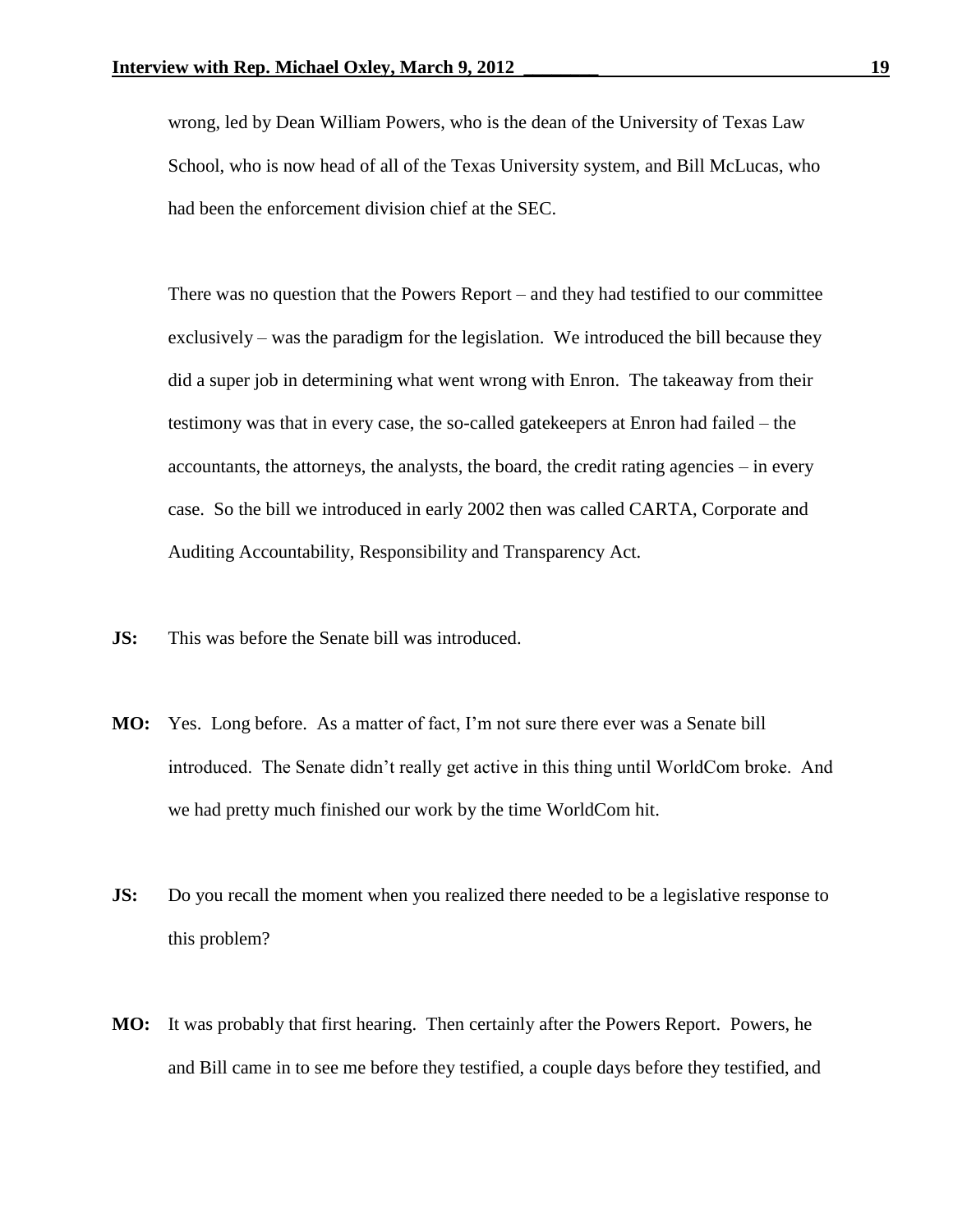wrong, led by Dean William Powers, who is the dean of the University of Texas Law School, who is now head of all of the Texas University system, and Bill McLucas, who had been the enforcement division chief at the SEC.

There was no question that the Powers Report – and they had testified to our committee exclusively – was the paradigm for the legislation. We introduced the bill because they did a super job in determining what went wrong with Enron. The takeaway from their testimony was that in every case, the so-called gatekeepers at Enron had failed – the accountants, the attorneys, the analysts, the board, the credit rating agencies – in every case. So the bill we introduced in early 2002 then was called CARTA, Corporate and Auditing Accountability, Responsibility and Transparency Act.

**JS:** This was before the Senate bill was introduced.

**MO:** Yes. Long before. As a matter of fact, I'm not sure there ever was a Senate bill introduced. The Senate didn't really get active in this thing until WorldCom broke. And we had pretty much finished our work by the time WorldCom hit.

**JS:** Do you recall the moment when you realized there needed to be a legislative response to this problem?

**MO:** It was probably that first hearing. Then certainly after the Powers Report. Powers, he and Bill came in to see me before they testified, a couple days before they testified, and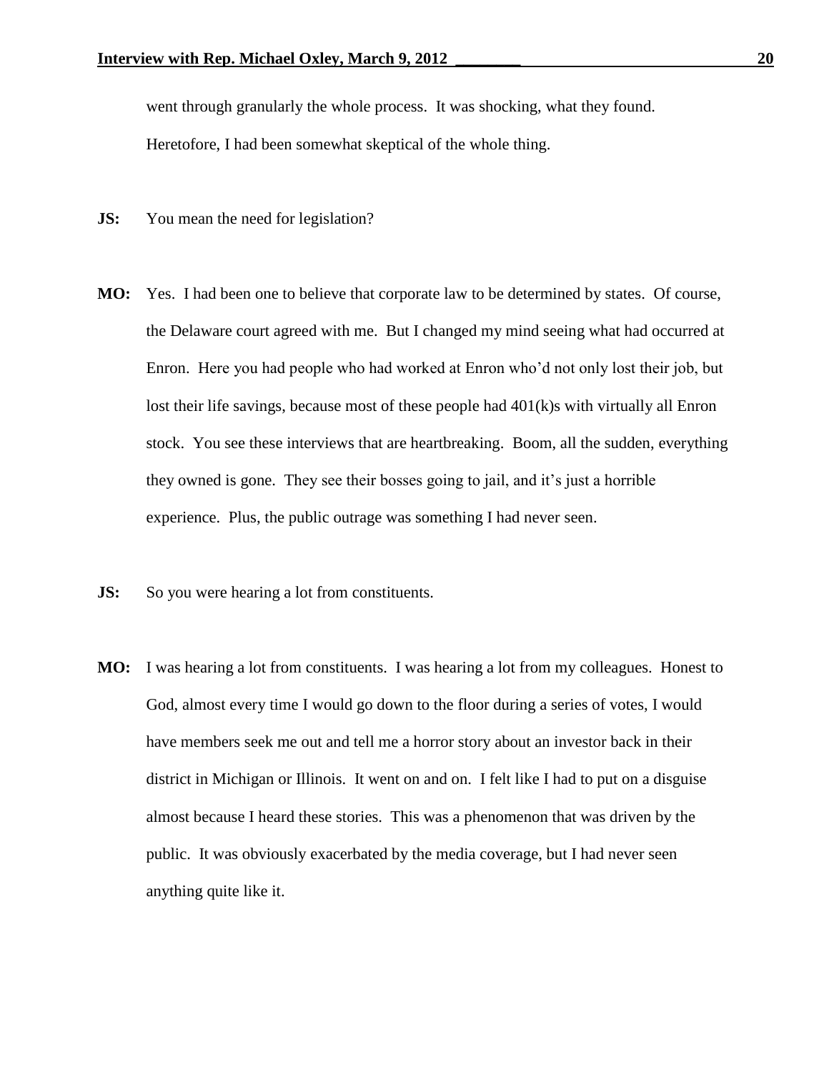went through granularly the whole process. It was shocking, what they found. Heretofore, I had been somewhat skeptical of the whole thing.

**JS:** You mean the need for legislation?

**MO:** Yes. I had been one to believe that corporate law to be determined by states. Of course, the Delaware court agreed with me. But I changed my mind seeing what had occurred at Enron. Here you had people who had worked at Enron who'd not only lost their job, but lost their life savings, because most of these people had 401(k)s with virtually all Enron stock. You see these interviews that are heartbreaking. Boom, all the sudden, everything they owned is gone. They see their bosses going to jail, and it's just a horrible experience. Plus, the public outrage was something I had never seen.

**JS:** So you were hearing a lot from constituents.

**MO:** I was hearing a lot from constituents. I was hearing a lot from my colleagues. Honest to God, almost every time I would go down to the floor during a series of votes, I would have members seek me out and tell me a horror story about an investor back in their district in Michigan or Illinois. It went on and on. I felt like I had to put on a disguise almost because I heard these stories. This was a phenomenon that was driven by the public. It was obviously exacerbated by the media coverage, but I had never seen anything quite like it.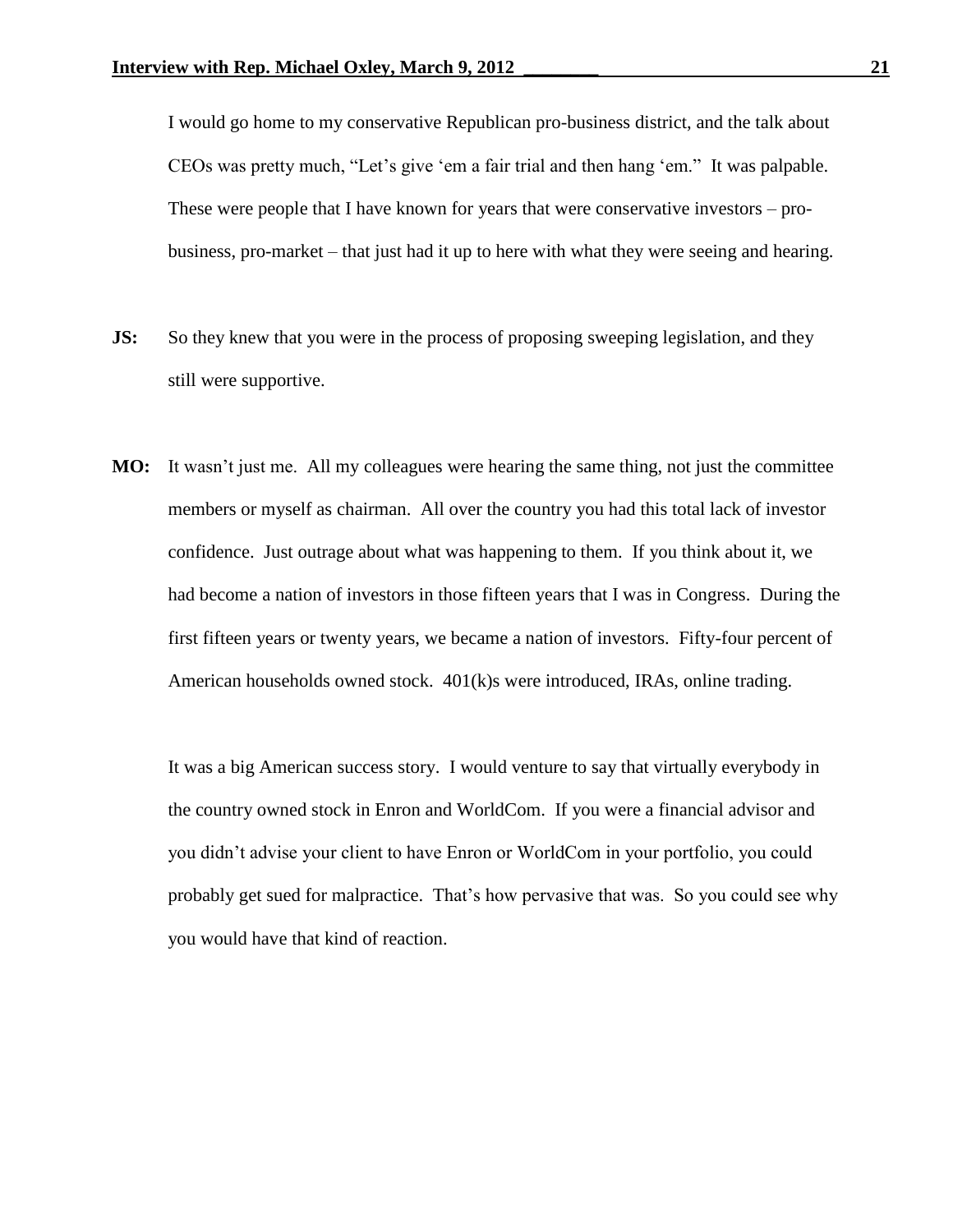I would go home to my conservative Republican pro-business district, and the talk about CEOs was pretty much, "Let's give 'em a fair trial and then hang 'em." It was palpable. These were people that I have known for years that were conservative investors – pro-business, pro-market – that just had it up to here with what they were seeing and hearing.

**JS:** So they knew that you were in the process of proposing sweeping legislation, and they still were supportive.

**MO:** It wasn't just me. All my colleagues were hearing the same thing, not just the committee members or myself as chairman. All over the country you had this total lack of investor confidence. Just outrage about what was happening to them. If you think about it, we had become a nation of investors in those fifteen years that I was in Congress. During the first fifteen years or twenty years, we became a nation of investors. Fifty-four percent of American households owned stock. 401(k)s were introduced, IRAs, online trading.

It was a big American success story. I would venture to say that virtually everybody in the country owned stock in Enron and WorldCom. If you were a financial advisor and you didn't advise your client to have Enron or WorldCom in your portfolio, you could probably get sued for malpractice. That's how pervasive that was. So you could see why you would have that kind of reaction.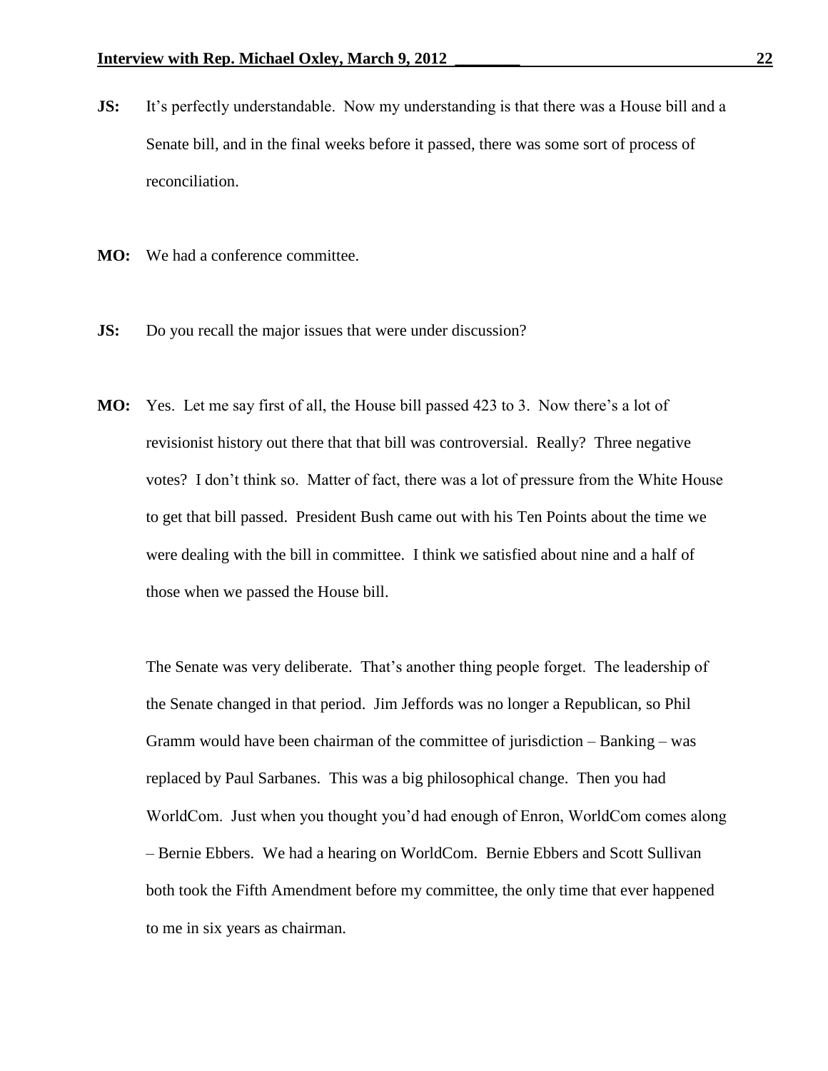**JS:** It's perfectly understandable. Now my understanding is that there was a House bill and a Senate bill, and in the final weeks before it passed, there was some sort of process of reconciliation.

**MO:** We had a conference committee.

**JS:** Do you recall the major issues that were under discussion?

**MO:** Yes. Let me say first of all, the House bill passed 423 to 3. Now there's a lot of revisionist history out there that that bill was controversial. Really? Three negative votes? I don't think so. Matter of fact, there was a lot of pressure from the White House to get that bill passed. President Bush came out with his Ten Points about the time we were dealing with the bill in committee. I think we satisfied about nine and a half of those when we passed the House bill.

The Senate was very deliberate. That's another thing people forget. The leadership of the Senate changed in that period. Jim Jeffords was no longer a Republican, so Phil Gramm would have been chairman of the committee of jurisdiction – Banking – was replaced by Paul Sarbanes. This was a big philosophical change. Then you had WorldCom. Just when you thought you'd had enough of Enron, WorldCom comes along – Bernie Ebbers. We had a hearing on WorldCom. Bernie Ebbers and Scott Sullivan both took the Fifth Amendment before my committee, the only time that ever happened to me in six years as chairman.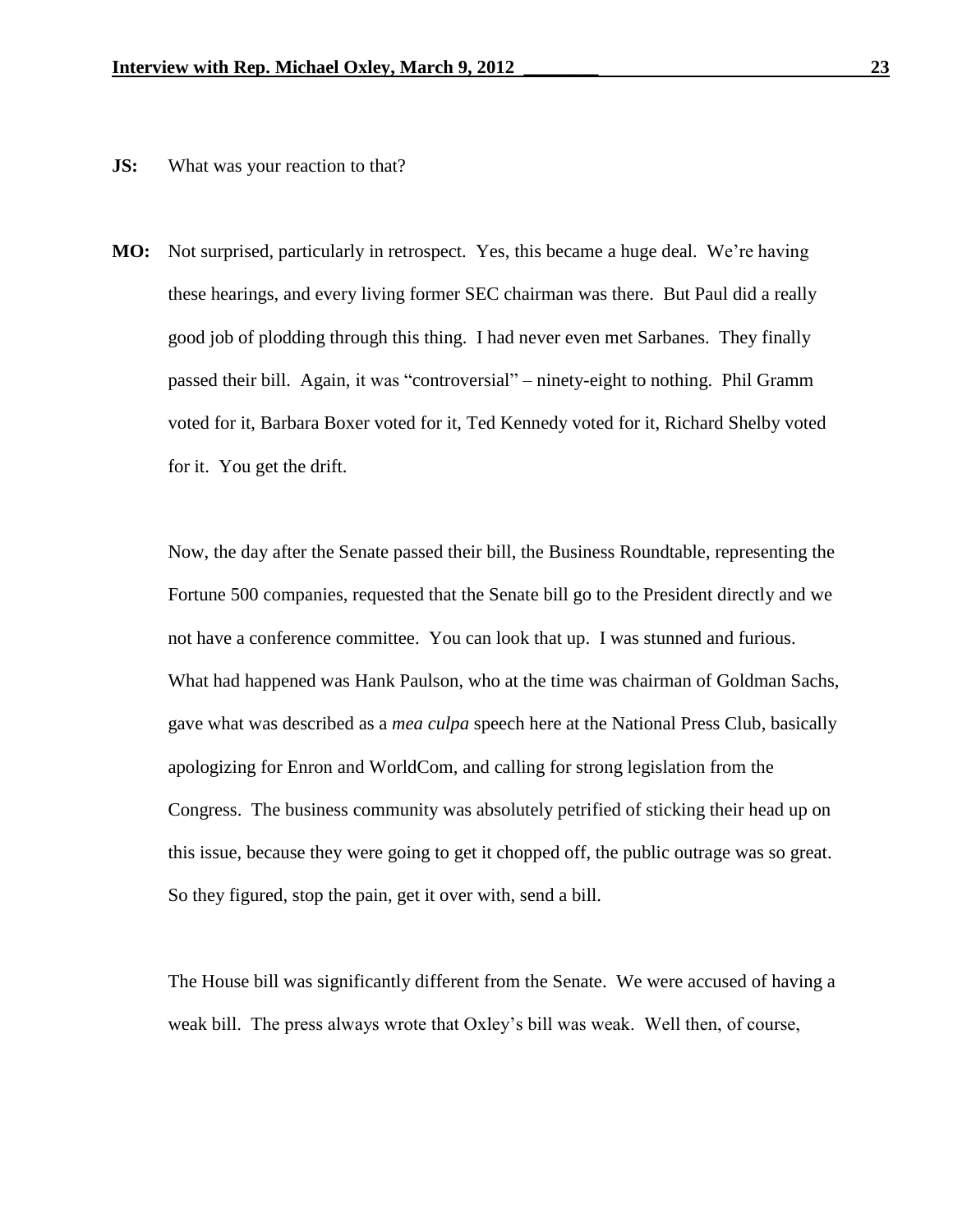**JS:** What was your reaction to that?

**MO:** Not surprised, particularly in retrospect. Yes, this became a huge deal. We're having these hearings, and every living former SEC chairman was there. But Paul did a really good job of plodding through this thing. I had never even met Sarbanes. They finally passed their bill. Again, it was "controversial" – ninety-eight to nothing. Phil Gramm voted for it, Barbara Boxer voted for it, Ted Kennedy voted for it, Richard Shelby voted for it. You get the drift.

Now, the day after the Senate passed their bill, the Business Roundtable, representing the Fortune 500 companies, requested that the Senate bill go to the President directly and we not have a conference committee. You can look that up. I was stunned and furious. What had happened was Hank Paulson, who at the time was chairman of Goldman Sachs, gave what was described as a *mea culpa* speech here at the National Press Club, basically apologizing for Enron and WorldCom, and calling for strong legislation from the Congress. The business community was absolutely petrified of sticking their head up on this issue, because they were going to get it chopped off, the public outrage was so great. So they figured, stop the pain, get it over with, send a bill.

The House bill was significantly different from the Senate. We were accused of having a weak bill. The press always wrote that Oxley's bill was weak. Well then, of course,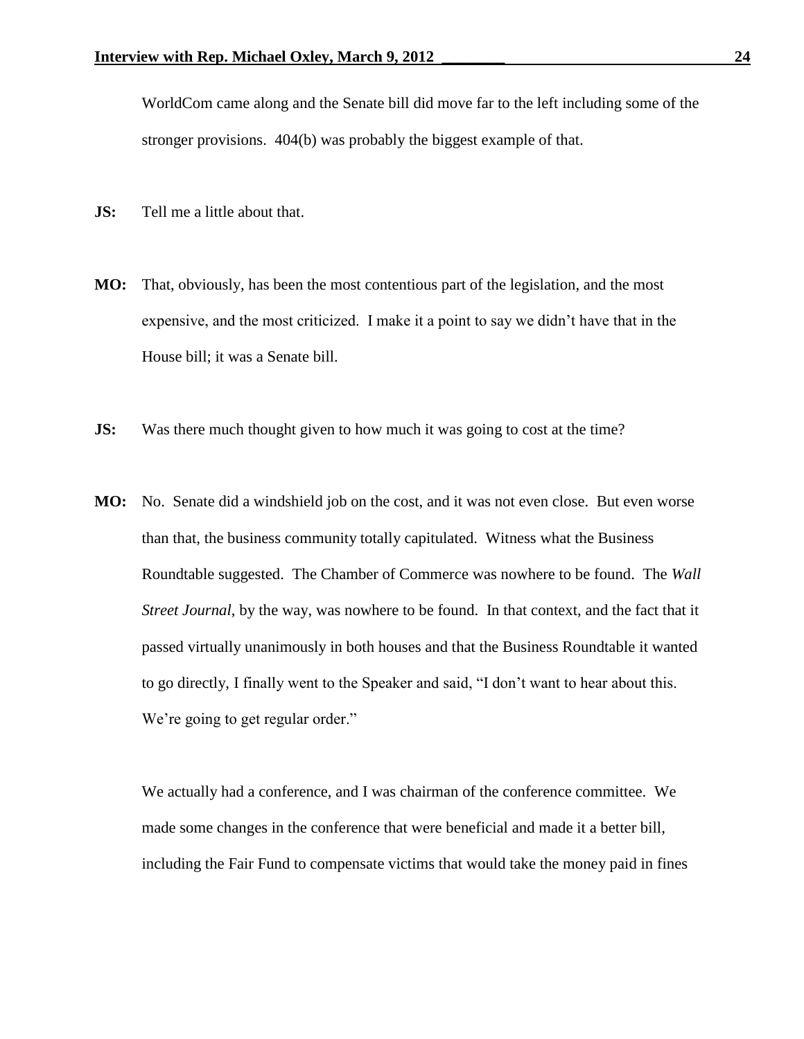WorldCom came along and the Senate bill did move far to the left including some of the stronger provisions. 404(b) was probably the biggest example of that.

**JS:** Tell me a little about that.

**MO:** That, obviously, has been the most contentious part of the legislation, and the most expensive, and the most criticized. I make it a point to say we didn't have that in the House bill; it was a Senate bill.

**JS:** Was there much thought given to how much it was going to cost at the time?

**MO:** No. Senate did a windshield job on the cost, and it was not even close. But even worse than that, the business community totally capitulated. Witness what the Business Roundtable suggested. The Chamber of Commerce was nowhere to be found. The *Wall Street Journal*, by the way, was nowhere to be found. In that context, and the fact that it passed virtually unanimously in both houses and that the Business Roundtable it wanted to go directly, I finally went to the Speaker and said, "I don't want to hear about this. We're going to get regular order."

We actually had a conference, and I was chairman of the conference committee. We made some changes in the conference that were beneficial and made it a better bill, including the Fair Fund to compensate victims that would take the money paid in fines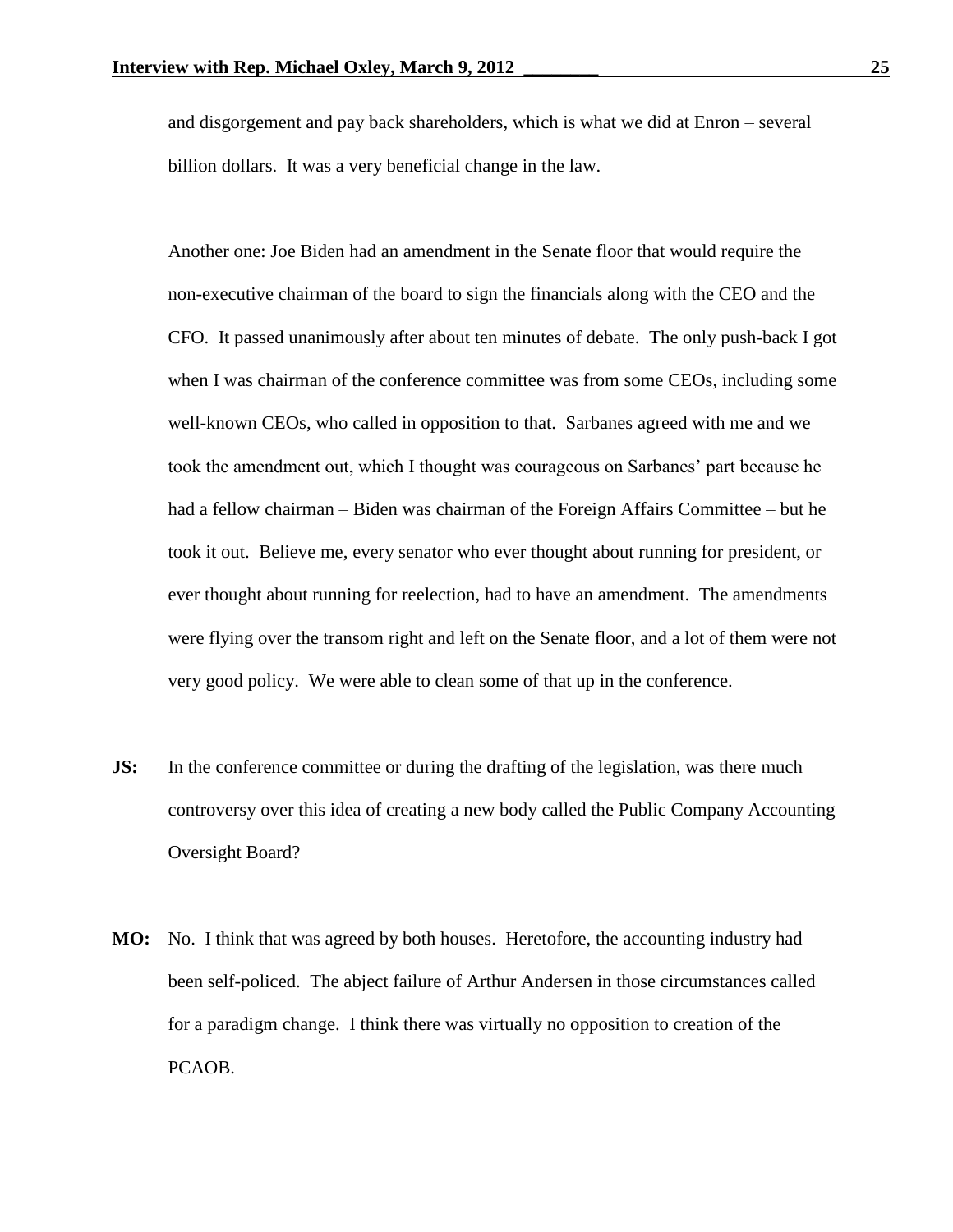and disgorgement and pay back shareholders, which is what we did at Enron – several billion dollars. It was a very beneficial change in the law.

Another one: Joe Biden had an amendment in the Senate floor that would require the non-executive chairman of the board to sign the financials along with the CEO and the CFO. It passed unanimously after about ten minutes of debate. The only push-back I got when I was chairman of the conference committee was from some CEOs, including some well-known CEOs, who called in opposition to that. Sarbanes agreed with me and we took the amendment out, which I thought was courageous on Sarbanes' part because he had a fellow chairman – Biden was chairman of the Foreign Affairs Committee – but he took it out. Believe me, every senator who ever thought about running for president, or ever thought about running for reelection, had to have an amendment. The amendments were flying over the transom right and left on the Senate floor, and a lot of them were not very good policy. We were able to clean some of that up in the conference.

**JS:** In the conference committee or during the drafting of the legislation, was there much controversy over this idea of creating a new body called the Public Company Accounting Oversight Board?

**MO:** No. I think that was agreed by both houses. Heretofore, the accounting industry had been self-policed. The abject failure of Arthur Andersen in those circumstances called for a paradigm change. I think there was virtually no opposition to creation of the PCAOB.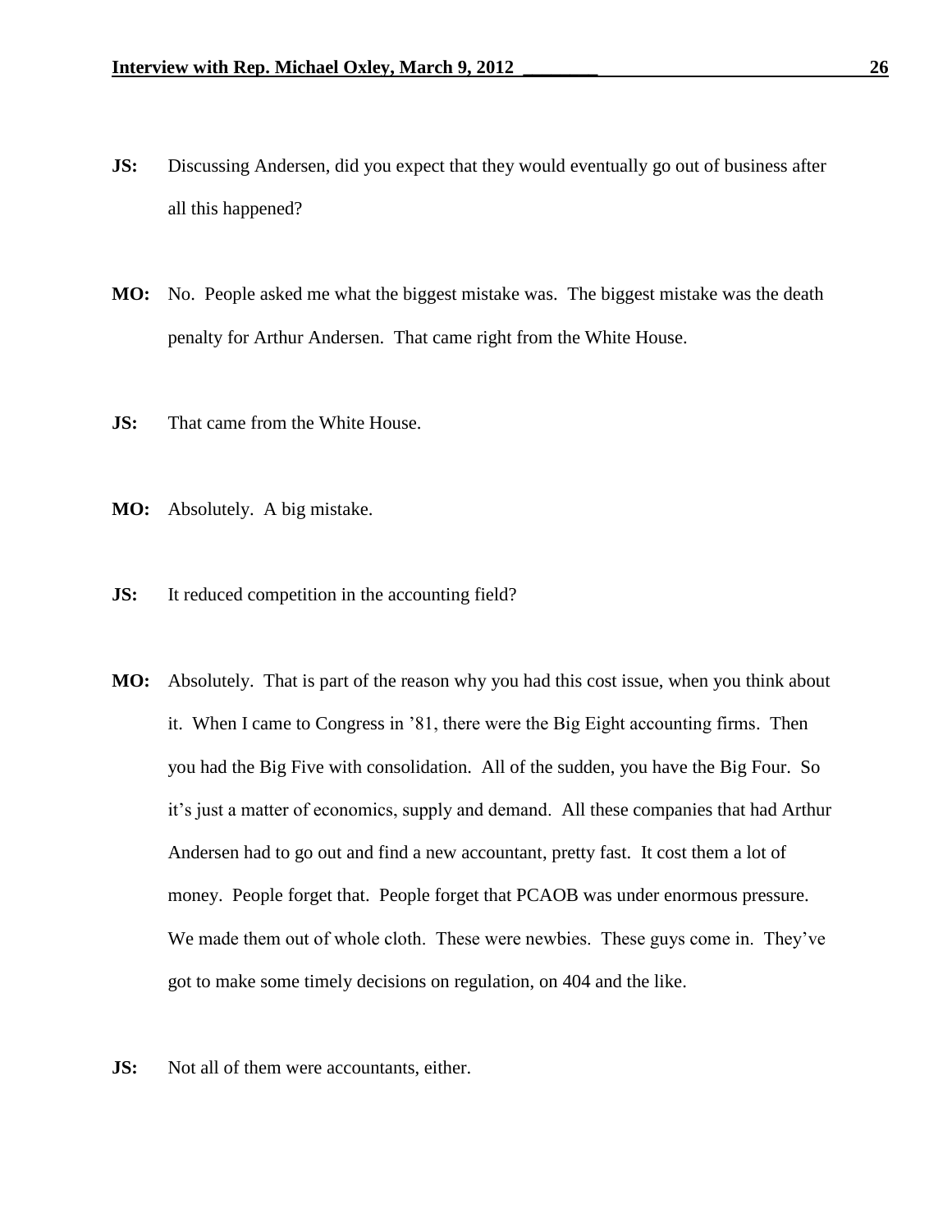**JS:** Discussing Andersen, did you expect that they would eventually go out of business after all this happened?

**MO:** No. People asked me what the biggest mistake was. The biggest mistake was the death penalty for Arthur Andersen. That came right from the White House.

**JS:** That came from the White House.

**MO:** Absolutely. A big mistake.

**JS:** It reduced competition in the accounting field?

**MO:** Absolutely. That is part of the reason why you had this cost issue, when you think about it. When I came to Congress in ’81, there were the Big Eight accounting firms. Then you had the Big Five with consolidation. All of the sudden, you have the Big Four. So it’s just a matter of economics, supply and demand. All these companies that had Arthur Andersen had to go out and find a new accountant, pretty fast. It cost them a lot of money. People forget that. People forget that PCAOB was under enormous pressure. We made them out of whole cloth. These were newbies. These guys come in. They’ve got to make some timely decisions on regulation, on 404 and the like.

**JS:** Not all of them were accountants, either.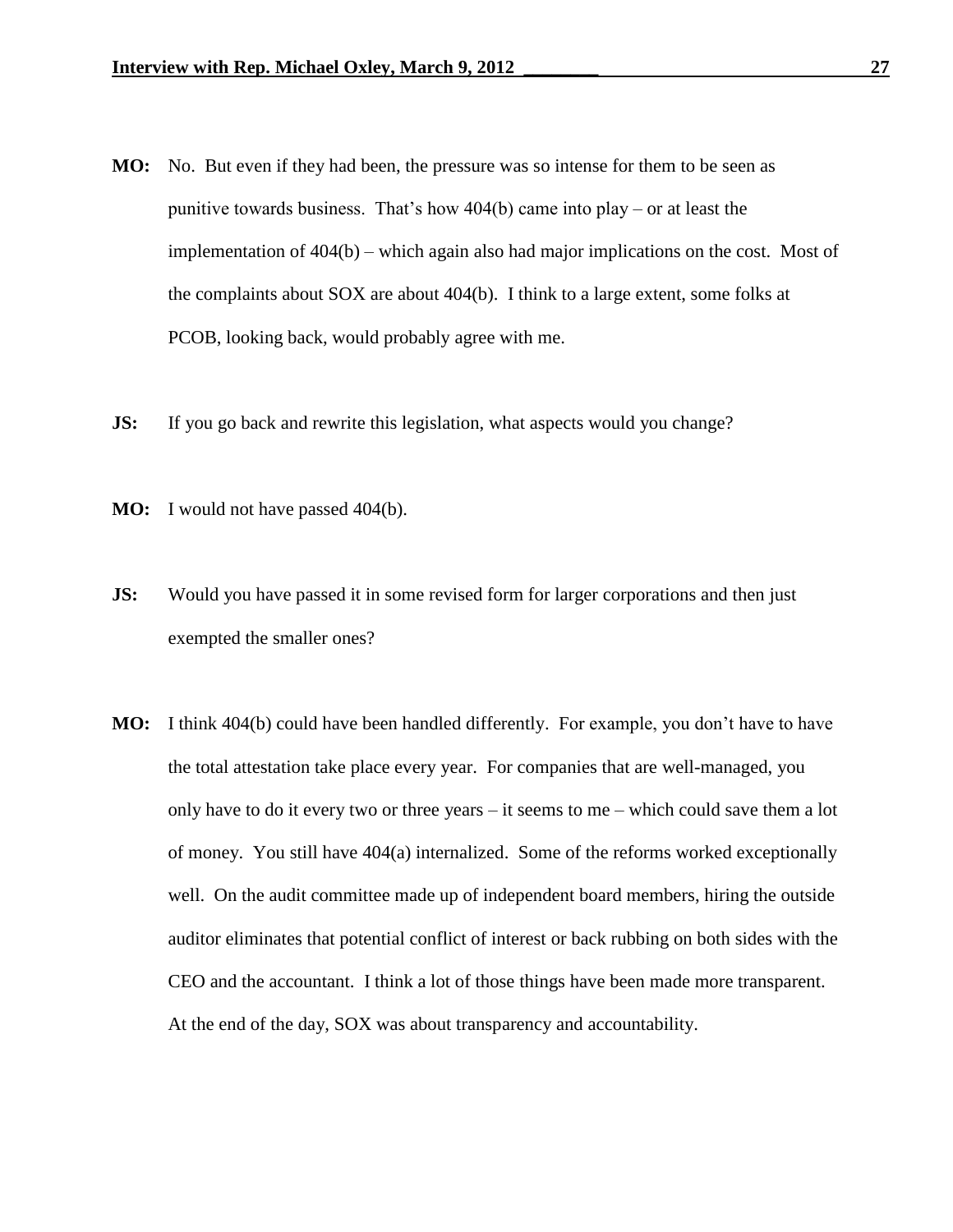**MO:** No. But even if they had been, the pressure was so intense for them to be seen as punitive towards business. That's how 404(b) came into play – or at least the implementation of 404(b) – which again also had major implications on the cost. Most of the complaints about SOX are about 404(b). I think to a large extent, some folks at PCOB, looking back, would probably agree with me.

**JS:** If you go back and rewrite this legislation, what aspects would you change?

**MO:** I would not have passed 404(b).

**JS:** Would you have passed it in some revised form for larger corporations and then just exempted the smaller ones?

**MO:** I think 404(b) could have been handled differently. For example, you don't have to have the total attestation take place every year. For companies that are well-managed, you only have to do it every two or three years – it seems to me – which could save them a lot of money. You still have 404(a) internalized. Some of the reforms worked exceptionally well. On the audit committee made up of independent board members, hiring the outside auditor eliminates that potential conflict of interest or back rubbing on both sides with the CEO and the accountant. I think a lot of those things have been made more transparent. At the end of the day, SOX was about transparency and accountability.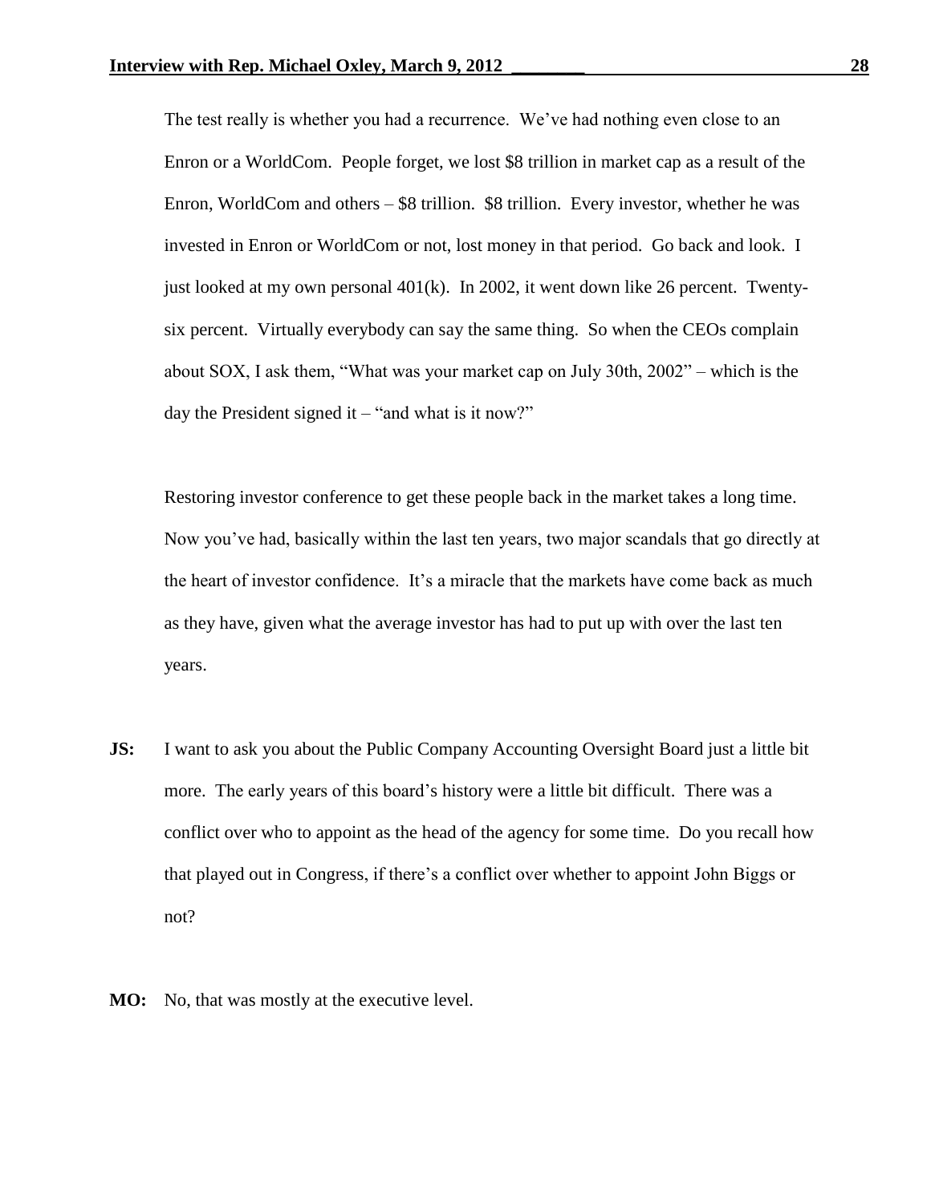The test really is whether you had a recurrence. We've had nothing even close to an Enron or a WorldCom. People forget, we lost $8 trillion in market cap as a result of the Enron, WorldCom and others – $8 trillion. $8 trillion. Every investor, whether he was invested in Enron or WorldCom or not, lost money in that period. Go back and look. I just looked at my own personal 401(k). In 2002, it went down like 26 percent. Twenty-six percent. Virtually everybody can say the same thing. So when the CEOs complain about SOX, I ask them, "What was your market cap on July 30th, 2002" – which is the day the President signed it – "and what is it now?"

Restoring investor conference to get these people back in the market takes a long time. Now you've had, basically within the last ten years, two major scandals that go directly at the heart of investor confidence. It's a miracle that the markets have come back as much as they have, given what the average investor has had to put up with over the last ten years.

**JS:** I want to ask you about the Public Company Accounting Oversight Board just a little bit more. The early years of this board's history were a little bit difficult. There was a conflict over who to appoint as the head of the agency for some time. Do you recall how that played out in Congress, if there's a conflict over whether to appoint John Biggs or not?

**MO:** No, that was mostly at the executive level.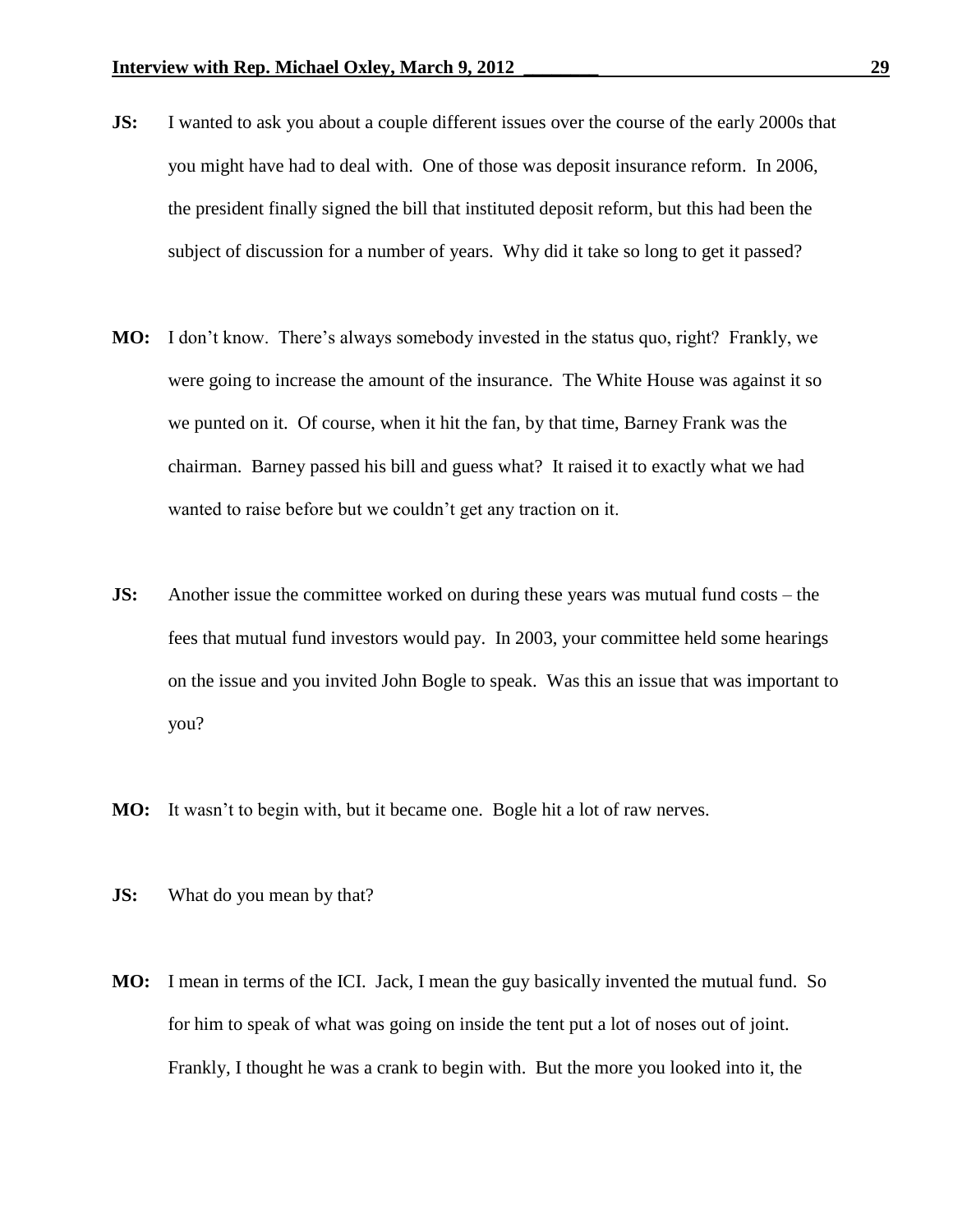**JS:** I wanted to ask you about a couple different issues over the course of the early 2000s that you might have had to deal with. One of those was deposit insurance reform. In 2006, the president finally signed the bill that instituted deposit reform, but this had been the subject of discussion for a number of years. Why did it take so long to get it passed?

**MO:** I don't know. There's always somebody invested in the status quo, right? Frankly, we were going to increase the amount of the insurance. The White House was against it so we punted on it. Of course, when it hit the fan, by that time, Barney Frank was the chairman. Barney passed his bill and guess what? It raised it to exactly what we had wanted to raise before but we couldn't get any traction on it.

**JS:** Another issue the committee worked on during these years was mutual fund costs – the fees that mutual fund investors would pay. In 2003, your committee held some hearings on the issue and you invited John Bogle to speak. Was this an issue that was important to you?

**MO:** It wasn't to begin with, but it became one. Bogle hit a lot of raw nerves.

**JS:** What do you mean by that?

**MO:** I mean in terms of the ICI. Jack, I mean the guy basically invented the mutual fund. So for him to speak of what was going on inside the tent put a lot of noses out of joint. Frankly, I thought he was a crank to begin with. But the more you looked into it, the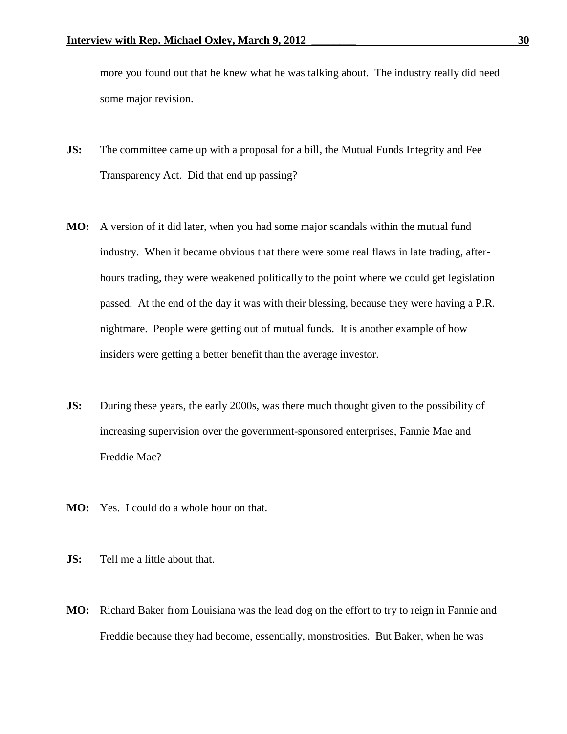more you found out that he knew what he was talking about. The industry really did need some major revision.

**JS:** The committee came up with a proposal for a bill, the Mutual Funds Integrity and Fee Transparency Act. Did that end up passing?

**MO:** A version of it did later, when you had some major scandals within the mutual fund industry. When it became obvious that there were some real flaws in late trading, after-hours trading, they were weakened politically to the point where we could get legislation passed. At the end of the day it was with their blessing, because they were having a P.R. nightmare. People were getting out of mutual funds. It is another example of how insiders were getting a better benefit than the average investor.

**JS:** During these years, the early 2000s, was there much thought given to the possibility of increasing supervision over the government-sponsored enterprises, Fannie Mae and Freddie Mac?

**MO:** Yes. I could do a whole hour on that.

**JS:** Tell me a little about that.

**MO:** Richard Baker from Louisiana was the lead dog on the effort to try to reign in Fannie and Freddie because they had become, essentially, monstrosities. But Baker, when he was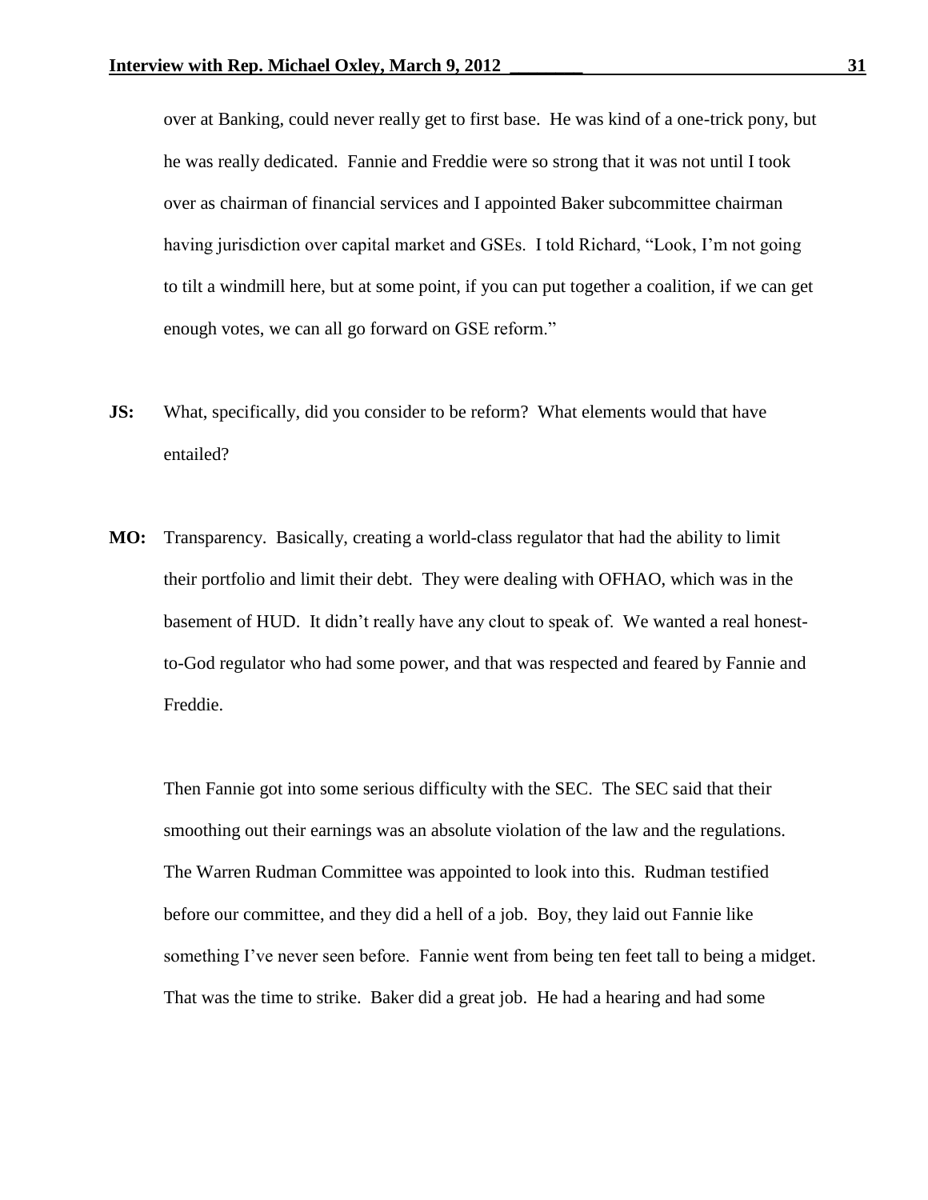over at Banking, could never really get to first base. He was kind of a one-trick pony, but he was really dedicated. Fannie and Freddie were so strong that it was not until I took over as chairman of financial services and I appointed Baker subcommittee chairman having jurisdiction over capital market and GSEs. I told Richard, "Look, I'm not going to tilt a windmill here, but at some point, if you can put together a coalition, if we can get enough votes, we can all go forward on GSE reform."

**JS:** What, specifically, did you consider to be reform? What elements would that have entailed?

**MO:** Transparency. Basically, creating a world-class regulator that had the ability to limit their portfolio and limit their debt. They were dealing with OFHAO, which was in the basement of HUD. It didn't really have any clout to speak of. We wanted a real honest-to-God regulator who had some power, and that was respected and feared by Fannie and Freddie.

Then Fannie got into some serious difficulty with the SEC. The SEC said that their smoothing out their earnings was an absolute violation of the law and the regulations. The Warren Rudman Committee was appointed to look into this. Rudman testified before our committee, and they did a hell of a job. Boy, they laid out Fannie like something I've never seen before. Fannie went from being ten feet tall to being a midget. That was the time to strike. Baker did a great job. He had a hearing and had some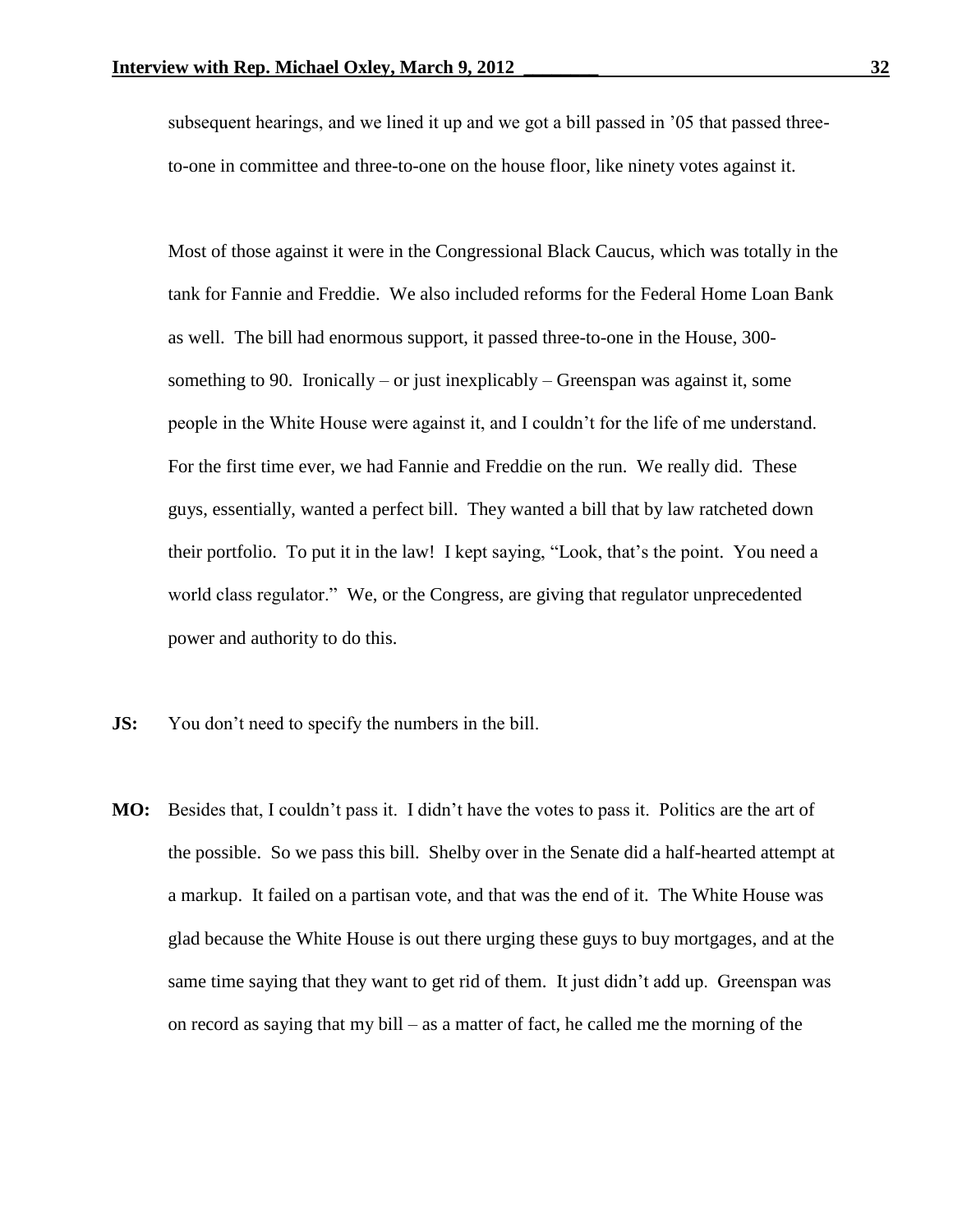subsequent hearings, and we lined it up and we got a bill passed in '05 that passed three-to-one in committee and three-to-one on the house floor, like ninety votes against it.

Most of those against it were in the Congressional Black Caucus, which was totally in the tank for Fannie and Freddie. We also included reforms for the Federal Home Loan Bank as well. The bill had enormous support, it passed three-to-one in the House, 300-something to 90. Ironically – or just inexplicably – Greenspan was against it, some people in the White House were against it, and I couldn't for the life of me understand. For the first time ever, we had Fannie and Freddie on the run. We really did. These guys, essentially, wanted a perfect bill. They wanted a bill that by law ratcheted down their portfolio. To put it in the law! I kept saying, "Look, that's the point. You need a world class regulator." We, or the Congress, are giving that regulator unprecedented power and authority to do this.

**JS:** You don't need to specify the numbers in the bill.

**MO:** Besides that, I couldn't pass it. I didn't have the votes to pass it. Politics are the art of the possible. So we pass this bill. Shelby over in the Senate did a half-hearted attempt at a markup. It failed on a partisan vote, and that was the end of it. The White House was glad because the White House is out there urging these guys to buy mortgages, and at the same time saying that they want to get rid of them. It just didn't add up. Greenspan was on record as saying that my bill – as a matter of fact, he called me the morning of the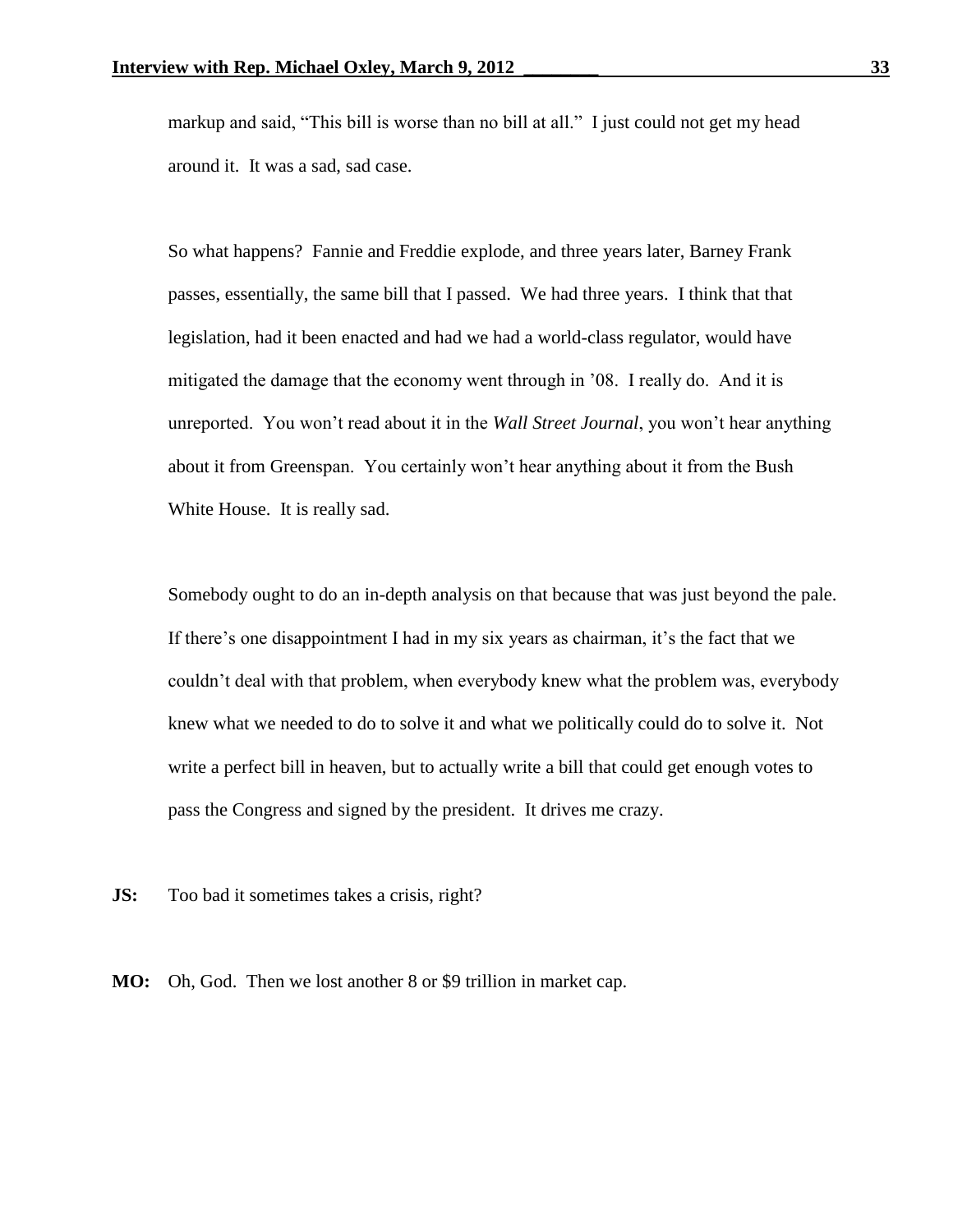markup and said, "This bill is worse than no bill at all." I just could not get my head around it. It was a sad, sad case.

So what happens? Fannie and Freddie explode, and three years later, Barney Frank passes, essentially, the same bill that I passed. We had three years. I think that that legislation, had it been enacted and had we had a world-class regulator, would have mitigated the damage that the economy went through in '08. I really do. And it is unreported. You won't read about it in the *Wall Street Journal*, you won't hear anything about it from Greenspan. You certainly won't hear anything about it from the Bush White House. It is really sad.

Somebody ought to do an in-depth analysis on that because that was just beyond the pale. If there's one disappointment I had in my six years as chairman, it's the fact that we couldn't deal with that problem, when everybody knew what the problem was, everybody knew what we needed to do to solve it and what we politically could do to solve it. Not write a perfect bill in heaven, but to actually write a bill that could get enough votes to pass the Congress and signed by the president. It drives me crazy.

**JS:** Too bad it sometimes takes a crisis, right?

**MO:** Oh, God. Then we lost another 8 or $9 trillion in market cap.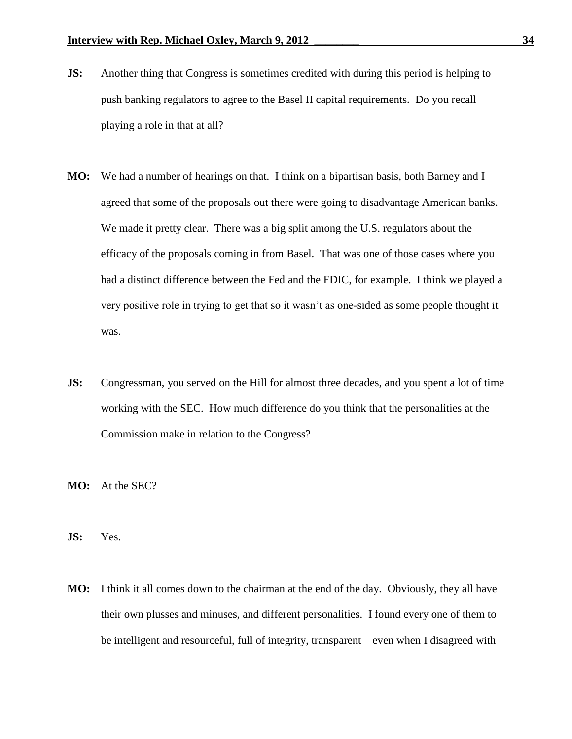**JS:** Another thing that Congress is sometimes credited with during this period is helping to push banking regulators to agree to the Basel II capital requirements. Do you recall playing a role in that at all?

**MO:** We had a number of hearings on that. I think on a bipartisan basis, both Barney and I agreed that some of the proposals out there were going to disadvantage American banks. We made it pretty clear. There was a big split among the U.S. regulators about the efficacy of the proposals coming in from Basel. That was one of those cases where you had a distinct difference between the Fed and the FDIC, for example. I think we played a very positive role in trying to get that so it wasn't as one-sided as some people thought it was.

**JS:** Congressman, you served on the Hill for almost three decades, and you spent a lot of time working with the SEC. How much difference do you think that the personalities at the Commission make in relation to the Congress?

**MO:** At the SEC?

**JS:** Yes.

**MO:** I think it all comes down to the chairman at the end of the day. Obviously, they all have their own plusses and minuses, and different personalities. I found every one of them to be intelligent and resourceful, full of integrity, transparent – even when I disagreed with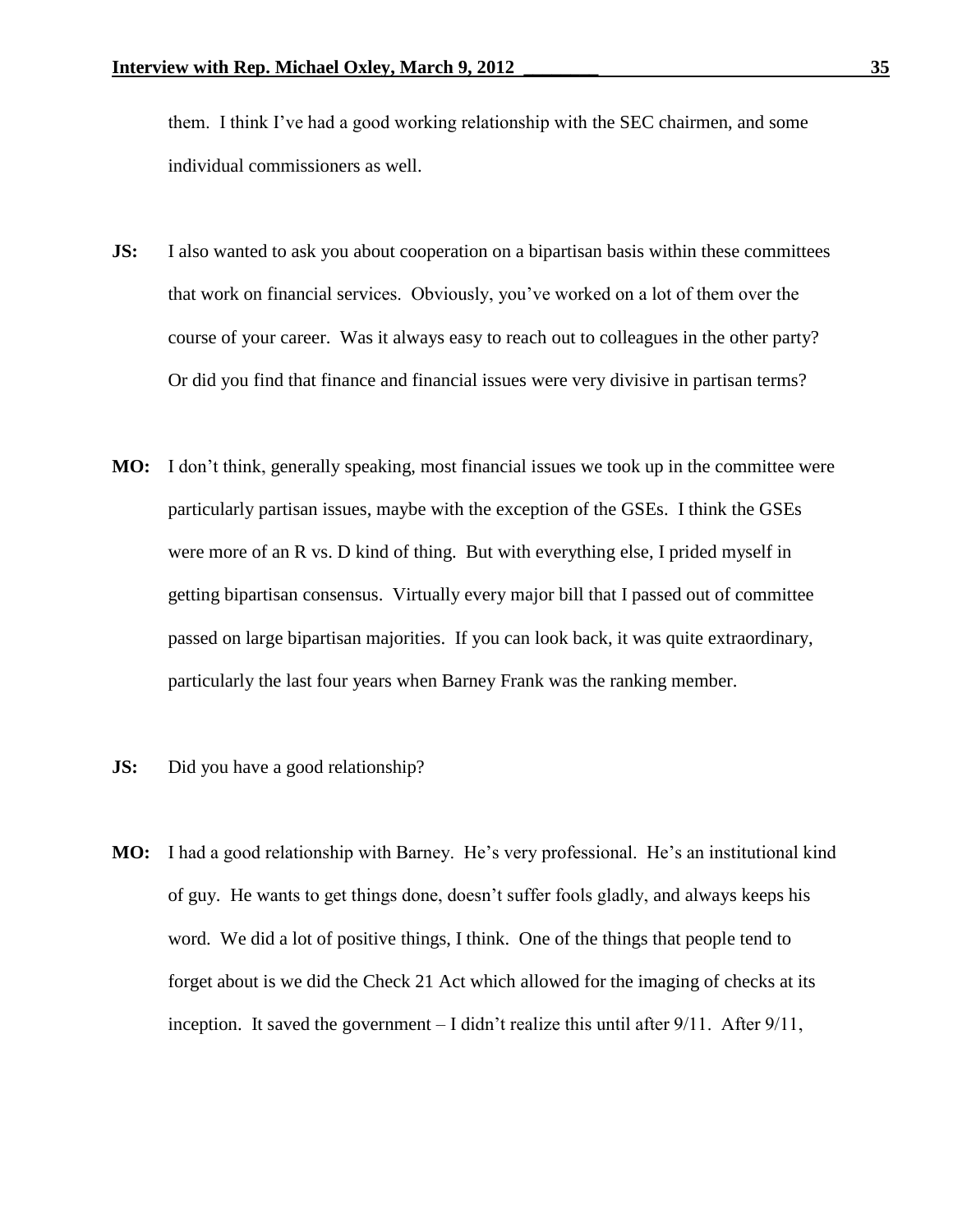them. I think I've had a good working relationship with the SEC chairmen, and some individual commissioners as well.

**JS:** I also wanted to ask you about cooperation on a bipartisan basis within these committees that work on financial services. Obviously, you've worked on a lot of them over the course of your career. Was it always easy to reach out to colleagues in the other party? Or did you find that finance and financial issues were very divisive in partisan terms?

**MO:** I don't think, generally speaking, most financial issues we took up in the committee were particularly partisan issues, maybe with the exception of the GSEs. I think the GSEs were more of an R vs. D kind of thing. But with everything else, I prided myself in getting bipartisan consensus. Virtually every major bill that I passed out of committee passed on large bipartisan majorities. If you can look back, it was quite extraordinary, particularly the last four years when Barney Frank was the ranking member.

**JS:** Did you have a good relationship?

**MO:** I had a good relationship with Barney. He's very professional. He's an institutional kind of guy. He wants to get things done, doesn't suffer fools gladly, and always keeps his word. We did a lot of positive things, I think. One of the things that people tend to forget about is we did the Check 21 Act which allowed for the imaging of checks at its inception. It saved the government – I didn't realize this until after 9/11. After 9/11,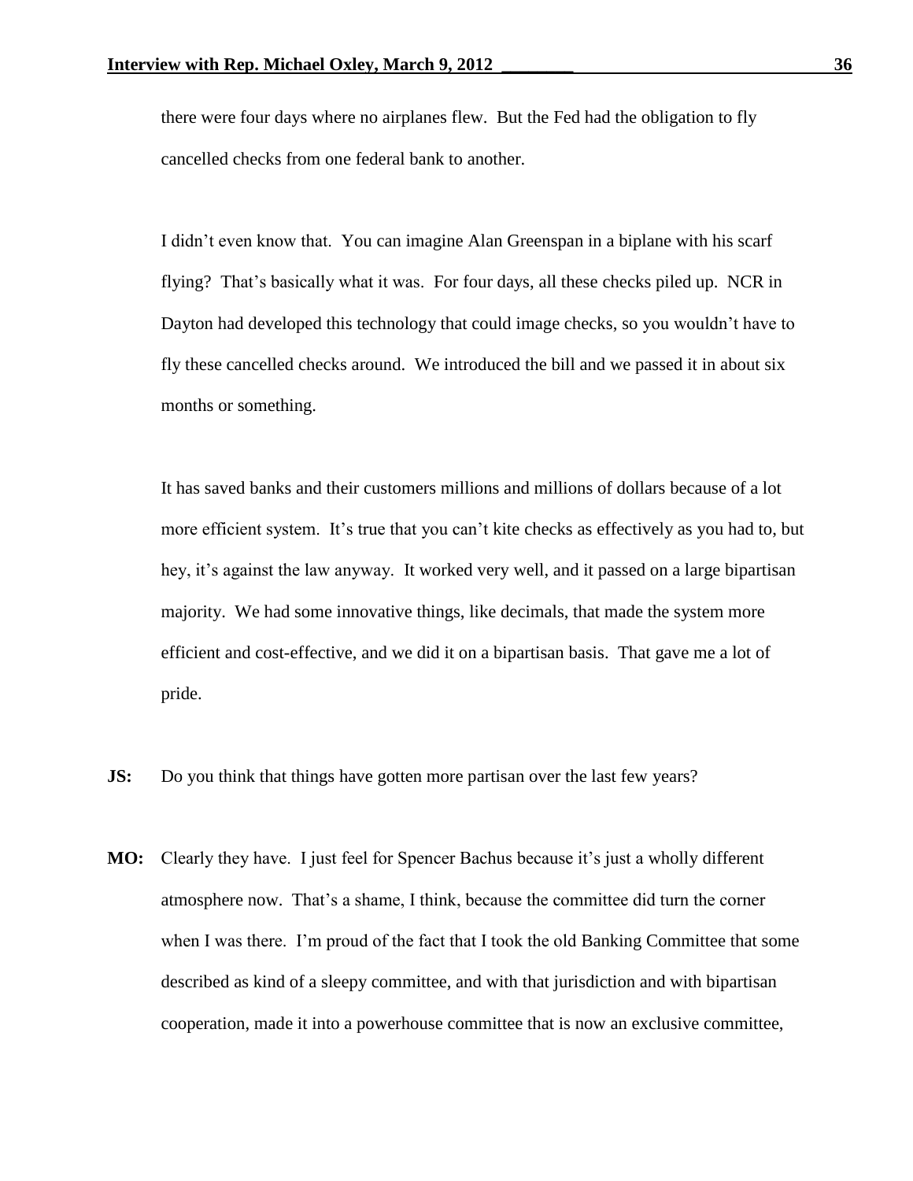there were four days where no airplanes flew. But the Fed had the obligation to fly cancelled checks from one federal bank to another.

I didn't even know that. You can imagine Alan Greenspan in a biplane with his scarf flying? That's basically what it was. For four days, all these checks piled up. NCR in Dayton had developed this technology that could image checks, so you wouldn't have to fly these cancelled checks around. We introduced the bill and we passed it in about six months or something.

It has saved banks and their customers millions and millions of dollars because of a lot more efficient system. It's true that you can't kite checks as effectively as you had to, but hey, it's against the law anyway. It worked very well, and it passed on a large bipartisan majority. We had some innovative things, like decimals, that made the system more efficient and cost-effective, and we did it on a bipartisan basis. That gave me a lot of pride.

**JS:** Do you think that things have gotten more partisan over the last few years?

**MO:** Clearly they have. I just feel for Spencer Bachus because it's just a wholly different atmosphere now. That's a shame, I think, because the committee did turn the corner when I was there. I'm proud of the fact that I took the old Banking Committee that some described as kind of a sleepy committee, and with that jurisdiction and with bipartisan cooperation, made it into a powerhouse committee that is now an exclusive committee,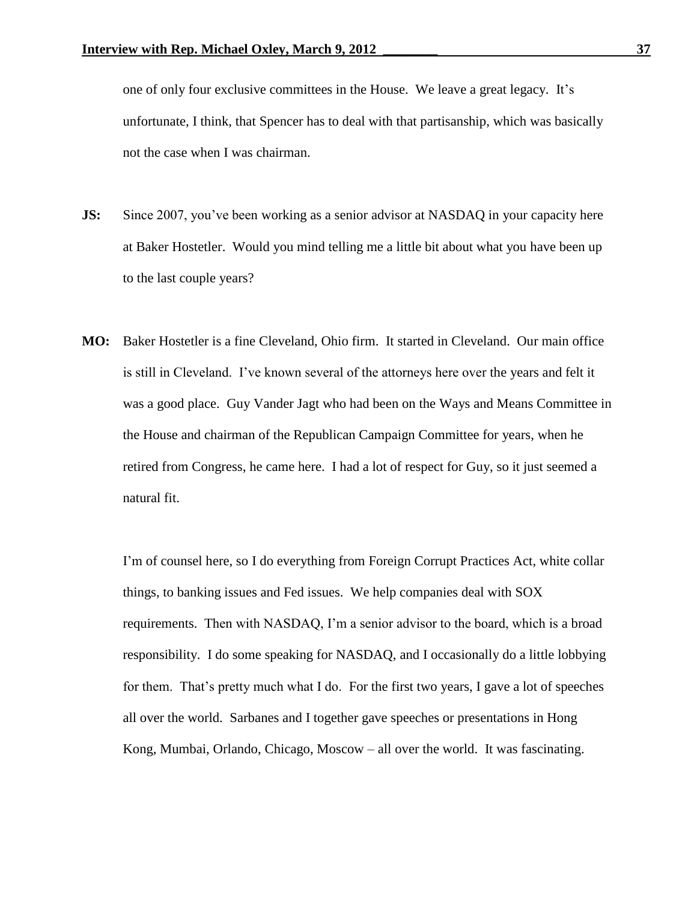one of only four exclusive committees in the House. We leave a great legacy. It's unfortunate, I think, that Spencer has to deal with that partisanship, which was basically not the case when I was chairman.

**JS:** Since 2007, you've been working as a senior advisor at NASDAQ in your capacity here at Baker Hostetler. Would you mind telling me a little bit about what you have been up to the last couple years?

**MO:** Baker Hostetler is a fine Cleveland, Ohio firm. It started in Cleveland. Our main office is still in Cleveland. I've known several of the attorneys here over the years and felt it was a good place. Guy Vander Jagt who had been on the Ways and Means Committee in the House and chairman of the Republican Campaign Committee for years, when he retired from Congress, he came here. I had a lot of respect for Guy, so it just seemed a natural fit.

I'm of counsel here, so I do everything from Foreign Corrupt Practices Act, white collar things, to banking issues and Fed issues. We help companies deal with SOX requirements. Then with NASDAQ, I'm a senior advisor to the board, which is a broad responsibility. I do some speaking for NASDAQ, and I occasionally do a little lobbying for them. That's pretty much what I do. For the first two years, I gave a lot of speeches all over the world. Sarbanes and I together gave speeches or presentations in Hong Kong, Mumbai, Orlando, Chicago, Moscow – all over the world. It was fascinating.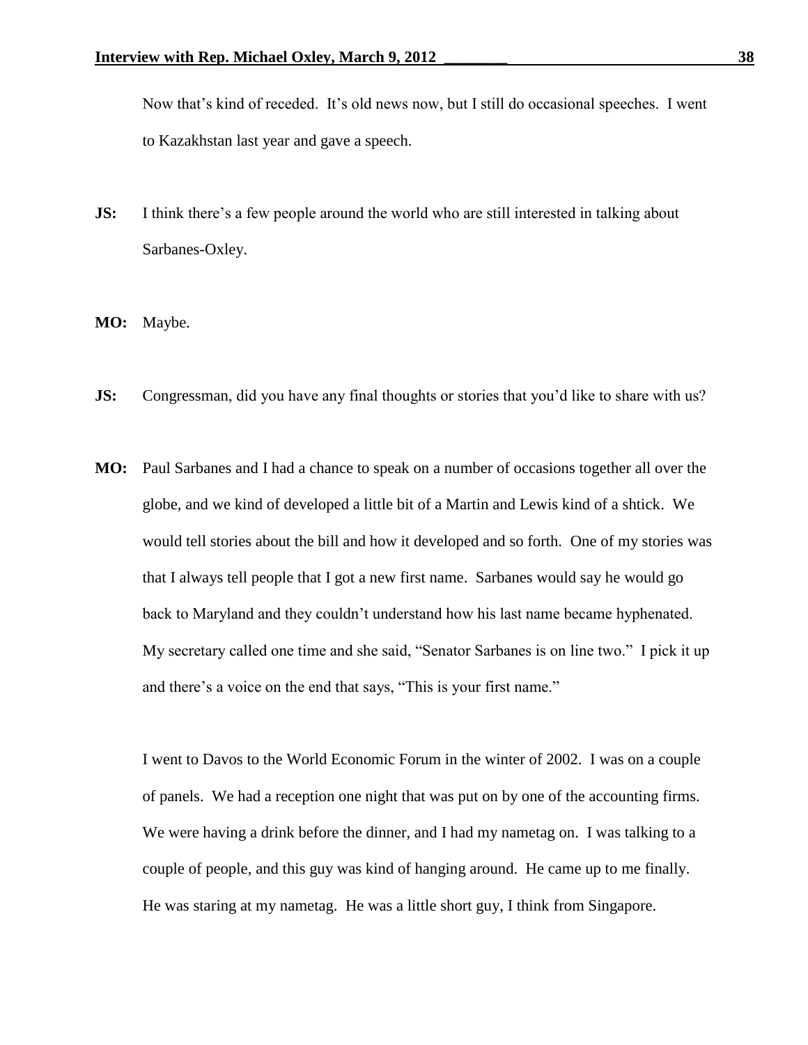Now that's kind of receded. It's old news now, but I still do occasional speeches. I went to Kazakhstan last year and gave a speech.

**JS:** I think there's a few people around the world who are still interested in talking about Sarbanes-Oxley.

**MO:** Maybe.

**JS:** Congressman, did you have any final thoughts or stories that you'd like to share with us?

**MO:** Paul Sarbanes and I had a chance to speak on a number of occasions together all over the globe, and we kind of developed a little bit of a Martin and Lewis kind of a shtick. We would tell stories about the bill and how it developed and so forth. One of my stories was that I always tell people that I got a new first name. Sarbanes would say he would go back to Maryland and they couldn't understand how his last name became hyphenated. My secretary called one time and she said, "Senator Sarbanes is on line two." I pick it up and there's a voice on the end that says, "This is your first name."

I went to Davos to the World Economic Forum in the winter of 2002. I was on a couple of panels. We had a reception one night that was put on by one of the accounting firms. We were having a drink before the dinner, and I had my nametag on. I was talking to a couple of people, and this guy was kind of hanging around. He came up to me finally. He was staring at my nametag. He was a little short guy, I think from Singapore.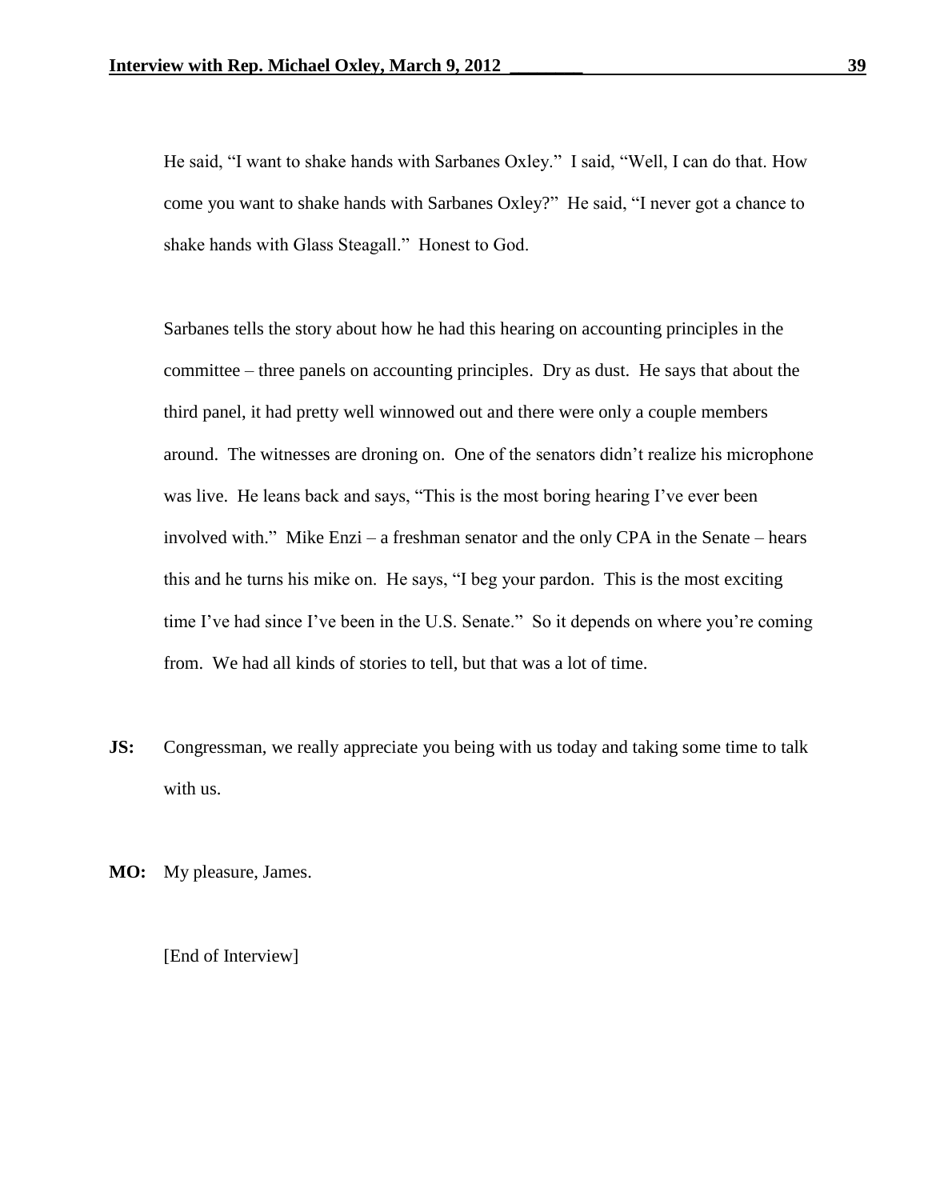He said, "I want to shake hands with Sarbanes Oxley." I said, "Well, I can do that. How come you want to shake hands with Sarbanes Oxley?" He said, "I never got a chance to shake hands with Glass Steagall." Honest to God.

Sarbanes tells the story about how he had this hearing on accounting principles in the committee – three panels on accounting principles. Dry as dust. He says that about the third panel, it had pretty well winnowed out and there were only a couple members around. The witnesses are droning on. One of the senators didn't realize his microphone was live. He leans back and says, "This is the most boring hearing I've ever been involved with." Mike Enzi – a freshman senator and the only CPA in the Senate – hears this and he turns his mike on. He says, "I beg your pardon. This is the most exciting time I've had since I've been in the U.S. Senate." So it depends on where you're coming from. We had all kinds of stories to tell, but that was a lot of time.

**JS:** Congressman, we really appreciate you being with us today and taking some time to talk with us.

**MO:** My pleasure, James.

[End of Interview]